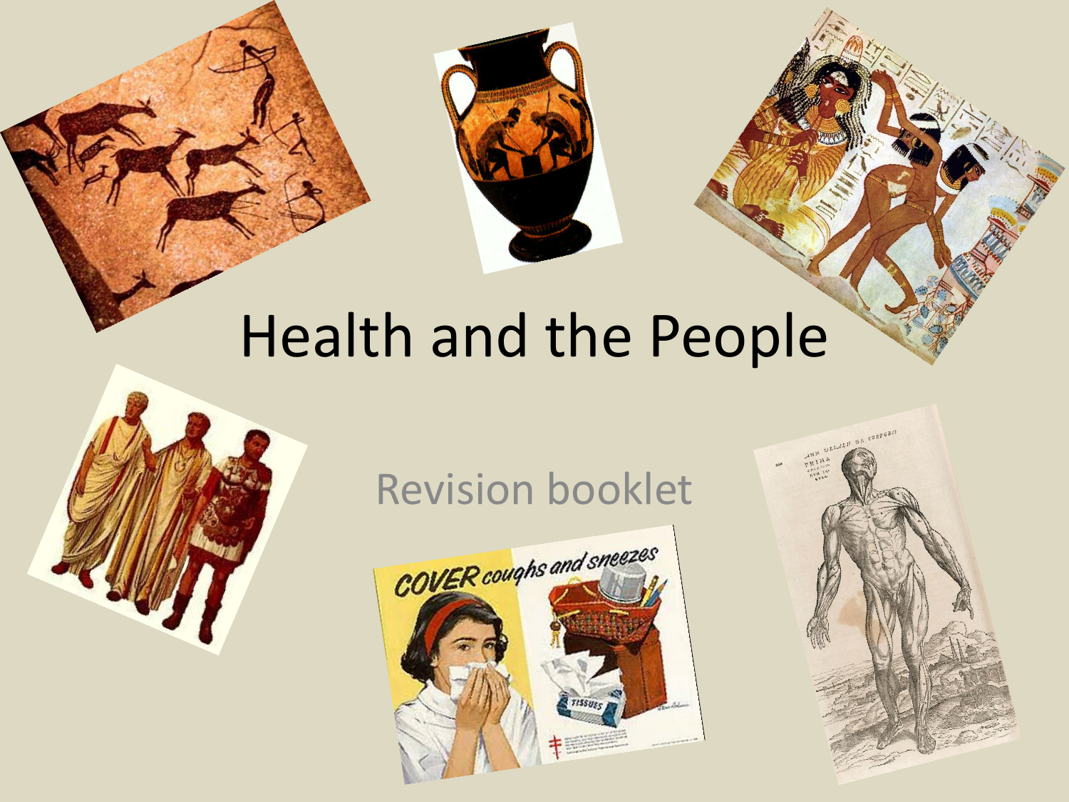# Health and the People

Revision booklet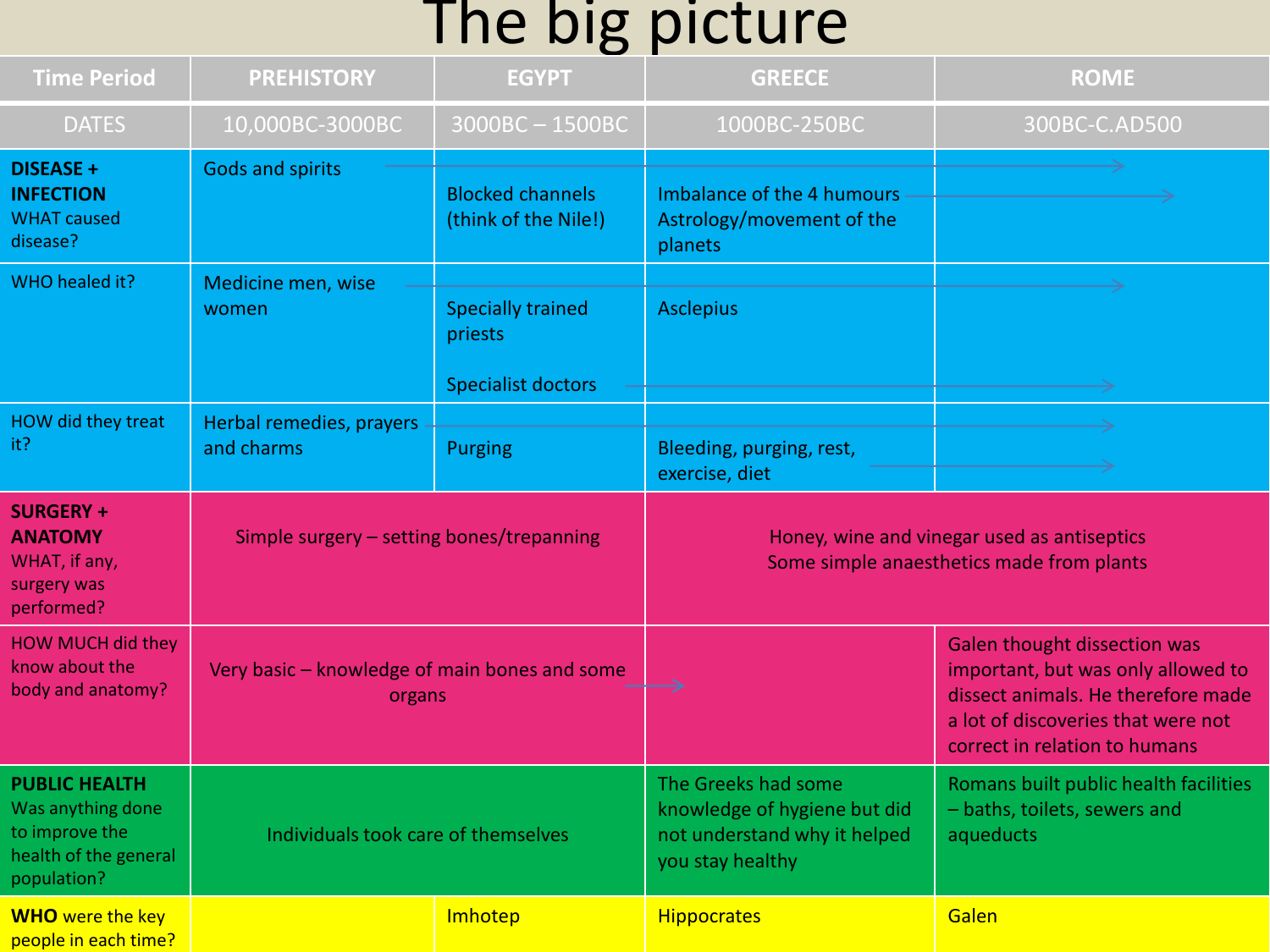# The big picture

| Time Period | PREHISTORY | EGYPT | GREECE | ROME |
|---|---|---|---|---|
| DATES | 10,000BC-3000BC | 3000BC – 1500BC | 1000BC-250BC | 300BC-C.AD500 |
| **DISEASE + INFECTION** WHAT caused disease? | Gods and spirits | Blocked channels (think of the Nile!) | Imbalance of the 4 humours Astrology/movement of the planets | |
| WHO healed it? | Medicine men, wise women | Specially trained priests Specialist doctors | Asclepius | |
| HOW did they treat it? | Herbal remedies, prayers and charms | Purging | Bleeding, purging, rest, exercise, diet | |
| **SURGERY + ANATOMY** WHAT, if any, surgery was performed? | Simple surgery – setting bones/trepanning | | Honey, wine and vinegar used as antiseptics Some simple anaesthetics made from plants | |
| HOW MUCH did they know about the body and anatomy? | Very basic – knowledge of main bones and some organs | | | Galen thought dissection was important, but was only allowed to dissect animals. He therefore made a lot of discoveries that were not correct in relation to humans |
| **PUBLIC HEALTH** Was anything done to improve the health of the general population? | Individuals took care of themselves | | The Greeks had some knowledge of hygiene but did not understand why it helped you stay healthy | Romans built public health facilities – baths, toilets, sewers and aqueducts |
| **WHO** were the key people in each time? | | Imhotep | Hippocrates | Galen |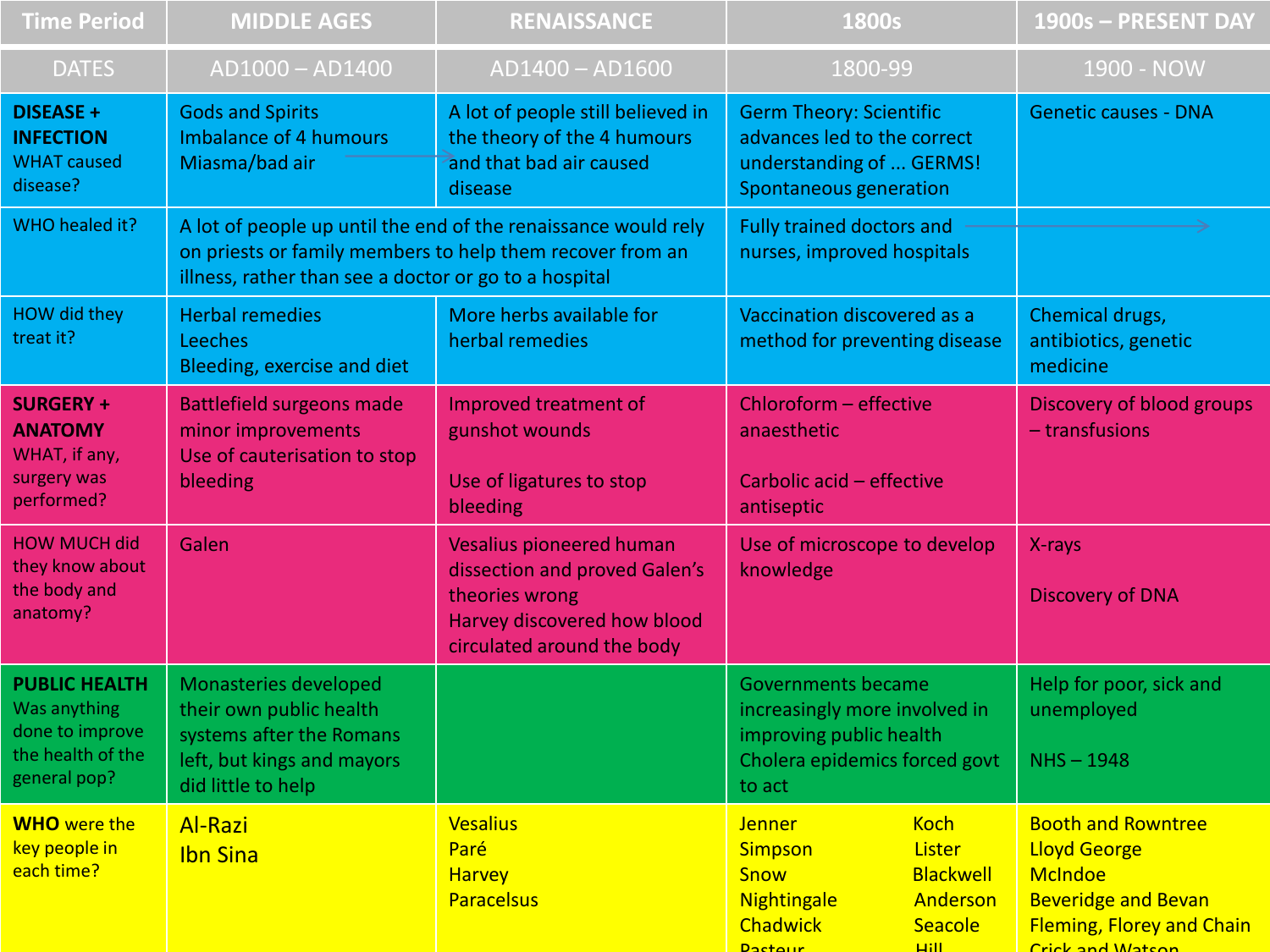| Time Period | MIDDLE AGES | RENAISSANCE | 1800s | 1900s – PRESENT DAY |
|---|---|---|---|---|
| DATES | AD1000 – AD1400 | AD1400 – AD1600 | 1800-99 | 1900 - NOW |
| **DISEASE + INFECTION** WHAT caused disease? | Gods and Spirits<br>Imbalance of 4 humours<br>Miasma/bad air | A lot of people still believed in the theory of the 4 humours and that bad air caused disease | Germ Theory: Scientific advances led to the correct understanding of ... GERMS!<br>Spontaneous generation | Genetic causes - DNA |
| WHO healed it? | A lot of people up until the end of the renaissance would rely on priests or family members to help them recover from an illness, rather than see a doctor or go to a hospital | | Fully trained doctors and nurses, improved hospitals | |
| HOW did they treat it? | Herbal remedies<br>Leeches<br>Bleeding, exercise and diet | More herbs available for herbal remedies | Vaccination discovered as a method for preventing disease | Chemical drugs, antibiotics, genetic medicine |
| **SURGERY + ANATOMY** WHAT, if any, surgery was performed? | Battlefield surgeons made minor improvements<br>Use of cauterisation to stop bleeding | Improved treatment of gunshot wounds<br><br>Use of ligatures to stop bleeding | Chloroform – effective anaesthetic<br><br>Carbolic acid – effective antiseptic | Discovery of blood groups – transfusions |
| HOW MUCH did they know about the body and anatomy? | Galen | Vesalius pioneered human dissection and proved Galen's theories wrong<br>Harvey discovered how blood circulated around the body | Use of microscope to develop knowledge | X-rays<br><br>Discovery of DNA |
| **PUBLIC HEALTH** Was anything done to improve the health of the general pop? | Monasteries developed their own public health systems after the Romans left, but kings and mayors did little to help | | Governments became increasingly more involved in improving public health<br>Cholera epidemics forced govt to act | Help for poor, sick and unemployed<br><br>NHS – 1948 |
| **WHO** were the key people in each time? | Al-Razi<br>Ibn Sina | Vesalius<br>Paré<br>Harvey<br>Paracelsus | Jenner<br>Simpson<br>Snow<br>Nightingale<br>Chadwick<br>Pasteur<br>Koch<br>Lister<br>Blackwell<br>Anderson<br>Seacole<br>Hill | Booth and Rowntree<br>Lloyd George<br>McIndoe<br>Beveridge and Bevan<br>Fleming, Florey and Chain<br>Crick and Watson |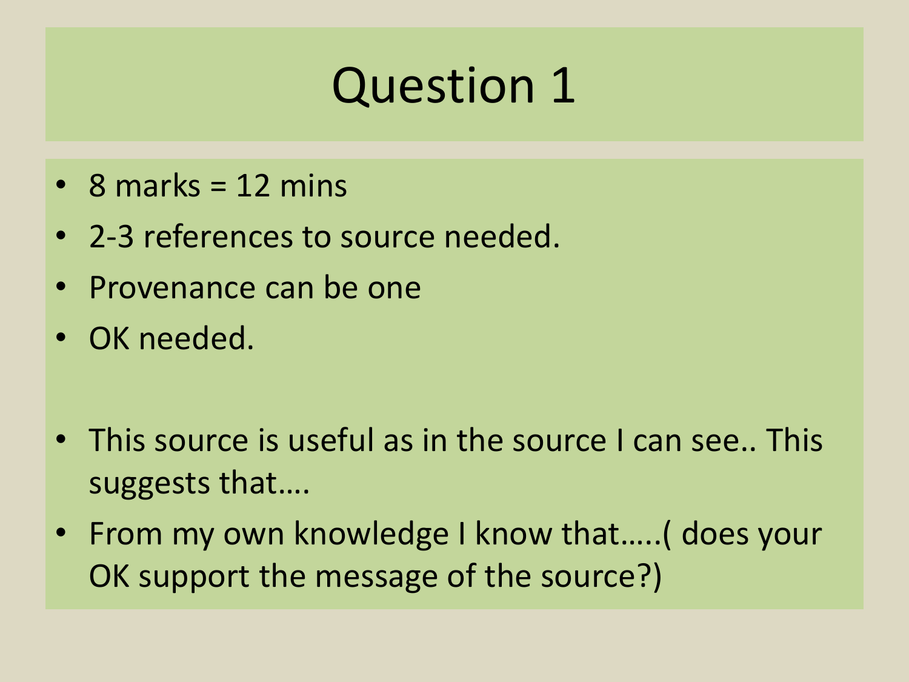# Question 1

- 8 marks = 12 mins
- 2-3 references to source needed.
- Provenance can be one
- OK needed.

- This source is useful as in the source I can see.. This suggests that….
- From my own knowledge I know that…..( does your OK support the message of the source?)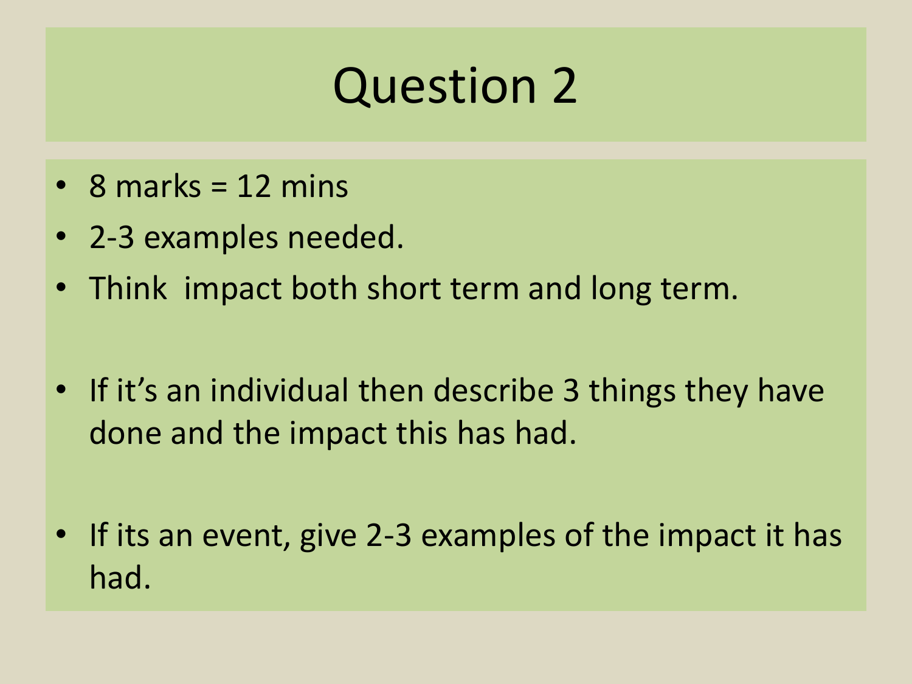# Question 2

- 8 marks = 12 mins
- 2-3 examples needed.
- Think impact both short term and long term.
- If it's an individual then describe 3 things they have done and the impact this has had.
- If its an event, give 2-3 examples of the impact it has had.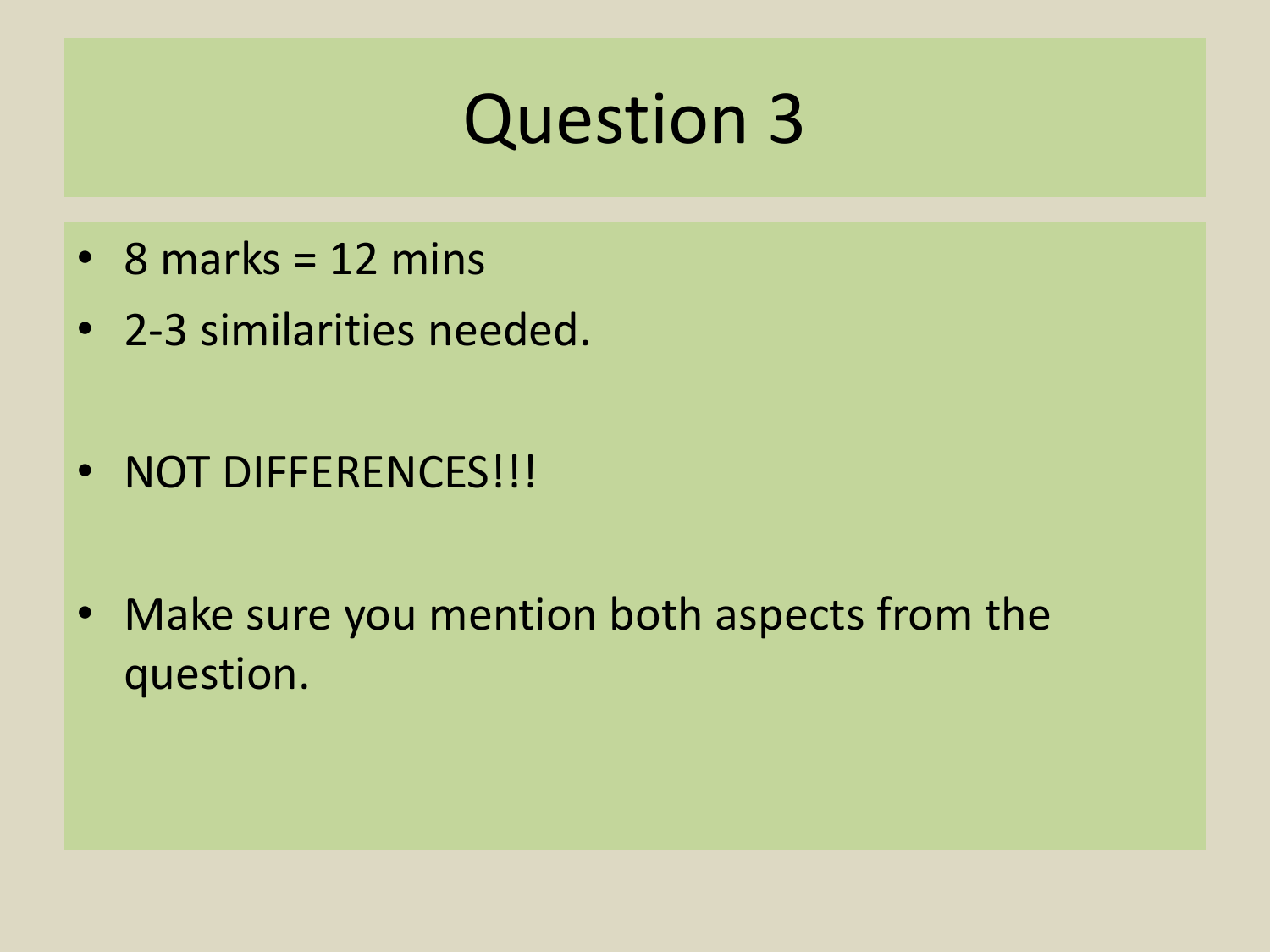# Question 3

- 8 marks = 12 mins
- 2-3 similarities needed.
- NOT DIFFERENCES!!!
- Make sure you mention both aspects from the question.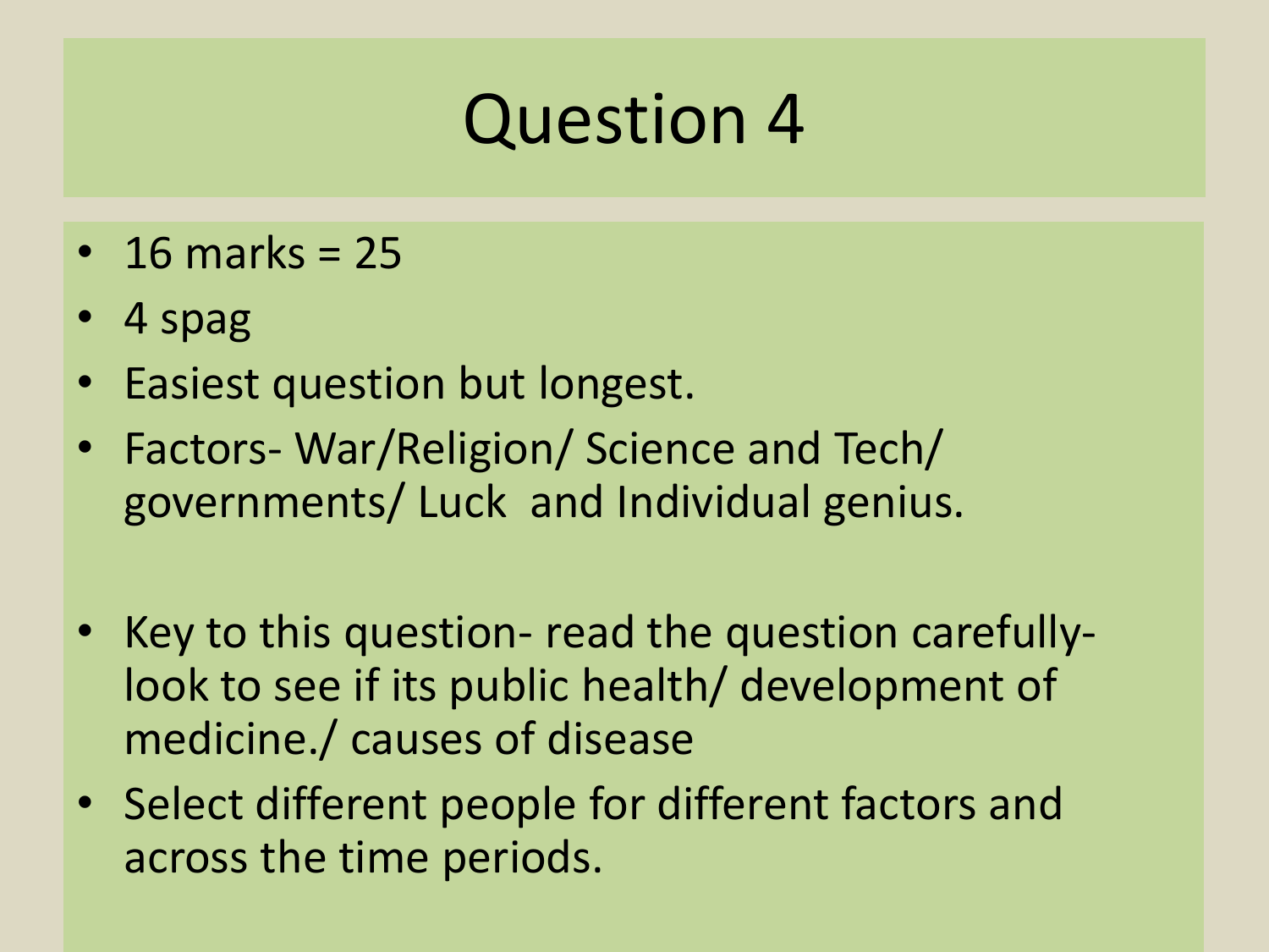# Question 4

- 16 marks = 25
- 4 spag
- Easiest question but longest.
- Factors- War/Religion/ Science and Tech/ governments/ Luck  and Individual genius.

- Key to this question- read the question carefully- look to see if its public health/ development of medicine./ causes of disease
- Select different people for different factors and across the time periods.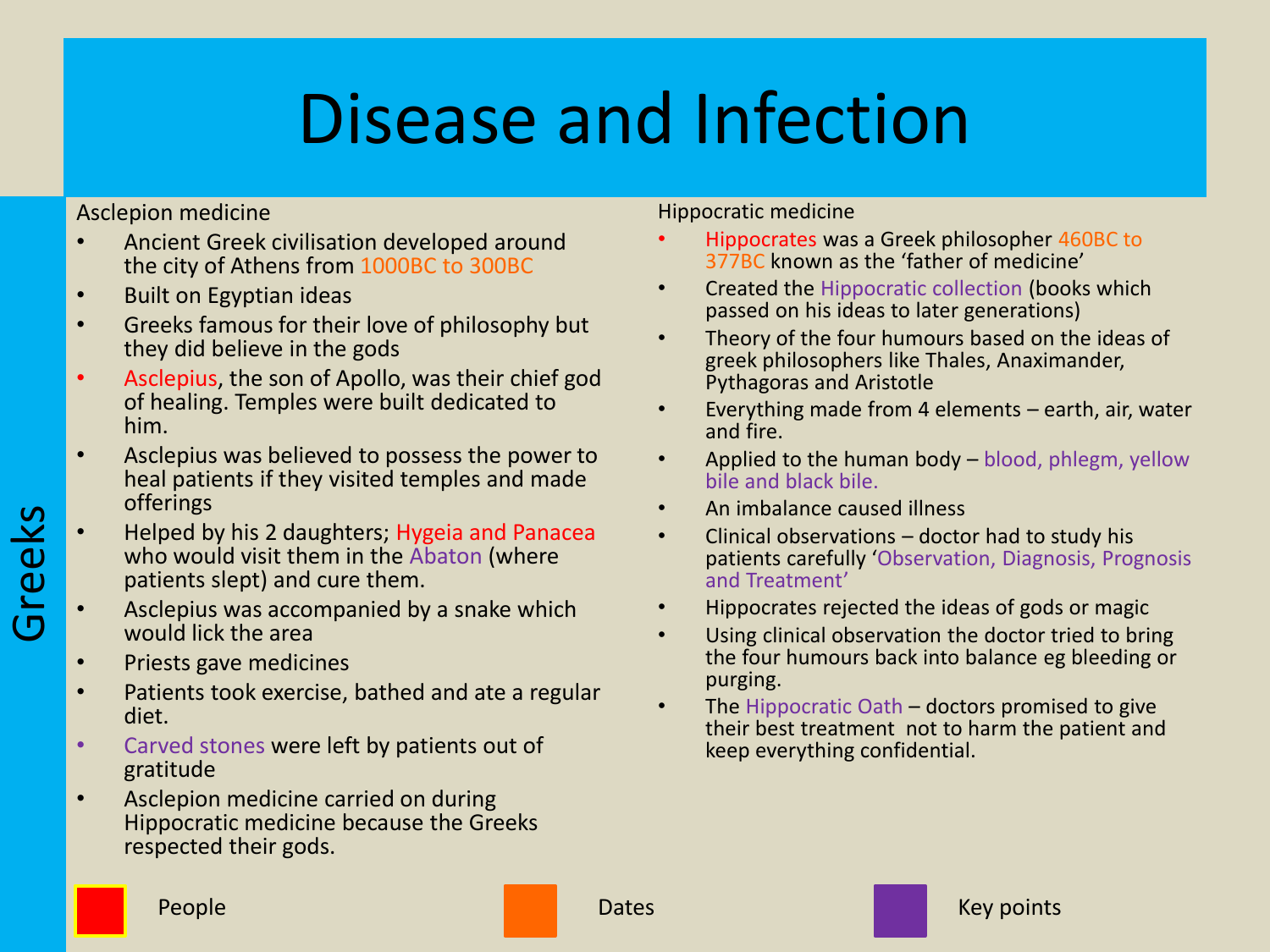# Disease and Infection

## Greeks

### Asclepion medicine

- Ancient Greek civilisation developed around the city of Athens from 1000BC to 300BC
- Built on Egyptian ideas
- Greeks famous for their love of philosophy but they did believe in the gods
- Asclepius, the son of Apollo, was their chief god of healing. Temples were built dedicated to him.
- Asclepius was believed to possess the power to heal patients if they visited temples and made offerings
- Helped by his 2 daughters; Hygeia and Panacea who would visit them in the Abaton (where patients slept) and cure them.
- Asclepius was accompanied by a snake which would lick the area
- Priests gave medicines
- Patients took exercise, bathed and ate a regular diet.
- Carved stones were left by patients out of gratitude
- Asclepion medicine carried on during Hippocratic medicine because the Greeks respected their gods.

### Hippocratic medicine

- Hippocrates was a Greek philosopher 460BC to 377BC known as the 'father of medicine'
- Created the Hippocratic collection (books which passed on his ideas to later generations)
- Theory of the four humours based on the ideas of greek philosophers like Thales, Anaximander, Pythagoras and Aristotle
- Everything made from 4 elements – earth, air, water and fire.
- Applied to the human body – blood, phlegm, yellow bile and black bile.
- An imbalance caused illness
- Clinical observations – doctor had to study his patients carefully 'Observation, Diagnosis, Prognosis and Treatment'
- Hippocrates rejected the ideas of gods or magic
- Using clinical observation the doctor tried to bring the four humours back into balance eg bleeding or purging.
- The Hippocratic Oath – doctors promised to give their best treatment not to harm the patient and keep everything confidential.

People | Dates | Key points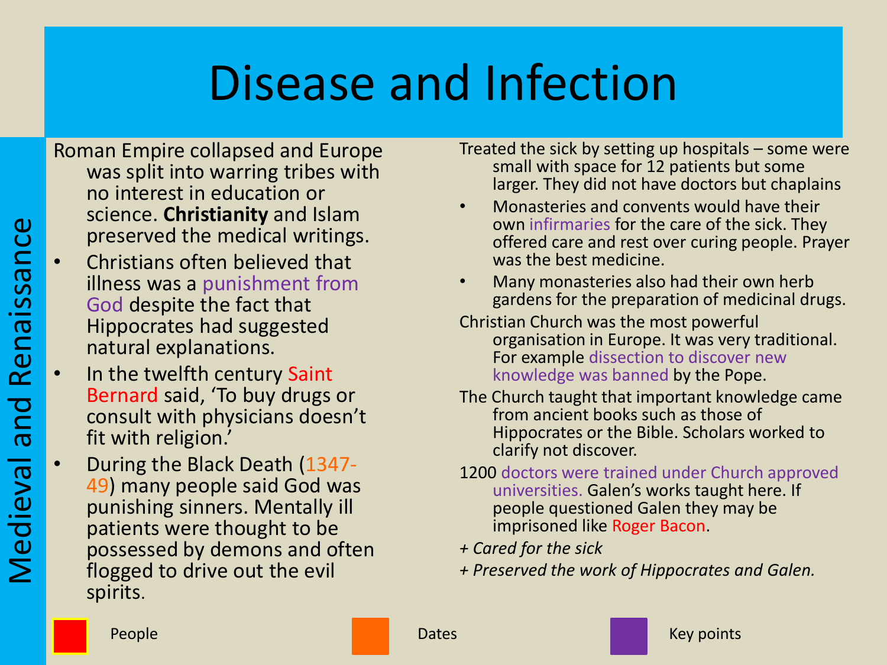# Disease and Infection

Medieval and Renaissance

Roman Empire collapsed and Europe was split into warring tribes with no interest in education or science. **Christianity** and Islam preserved the medical writings.

- Christians often believed that illness was a punishment from God despite the fact that Hippocrates had suggested natural explanations.
- In the twelfth century Saint Bernard said, 'To buy drugs or consult with physicians doesn't fit with religion.'
- During the Black Death (1347-49) many people said God was punishing sinners. Mentally ill patients were thought to be possessed by demons and often flogged to drive out the evil spirits.

Treated the sick by setting up hospitals – some were small with space for 12 patients but some larger. They did not have doctors but chaplains

- Monasteries and convents would have their own infirmaries for the care of the sick. They offered care and rest over curing people. Prayer was the best medicine.
- Many monasteries also had their own herb gardens for the preparation of medicinal drugs.

Christian Church was the most powerful organisation in Europe. It was very traditional. For example dissection to discover new knowledge was banned by the Pope.

The Church taught that important knowledge came from ancient books such as those of Hippocrates or the Bible. Scholars worked to clarify not discover.

1200 doctors were trained under Church approved universities. Galen's works taught here. If people questioned Galen they may be imprisoned like Roger Bacon.

*+ Cared for the sick*

*+ Preserved the work of Hippocrates and Galen.*

People | Dates | Key points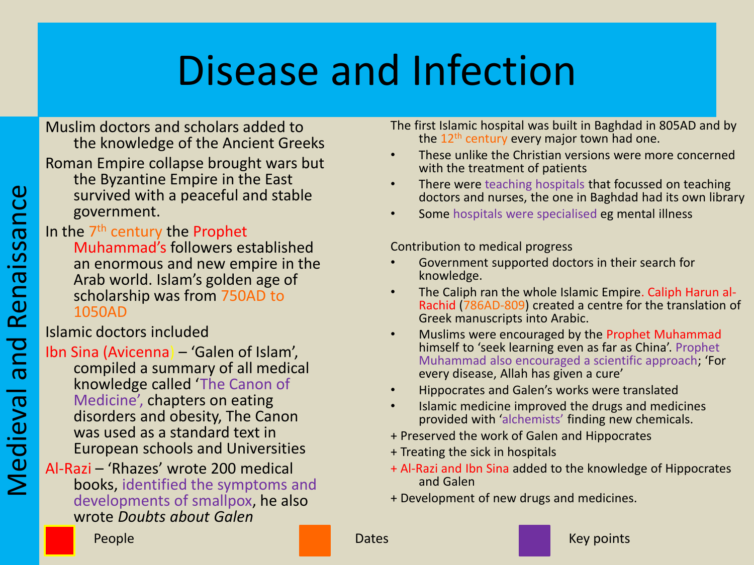# Disease and Infection

Medieval and Renaissance

Muslim doctors and scholars added to the knowledge of the Ancient Greeks

Roman Empire collapse brought wars but the Byzantine Empire in the East survived with a peaceful and stable government.

In the 7th century the Prophet Muhammad's followers established an enormous and new empire in the Arab world. Islam's golden age of scholarship was from 750AD to 1050AD

Islamic doctors included

Ibn Sina (Avicenna) – 'Galen of Islam', compiled a summary of all medical knowledge called 'The Canon of Medicine', chapters on eating disorders and obesity, The Canon was used as a standard text in European schools and Universities

Al-Razi – 'Rhazes' wrote 200 medical books, identified the symptoms and developments of smallpox, he also wrote *Doubts about Galen*

The first Islamic hospital was built in Baghdad in 805AD and by the 12th century every major town had one.

- These unlike the Christian versions were more concerned with the treatment of patients
- There were teaching hospitals that focussed on teaching doctors and nurses, the one in Baghdad had its own library
- Some hospitals were specialised eg mental illness

Contribution to medical progress

- Government supported doctors in their search for knowledge.
- The Caliph ran the whole Islamic Empire. Caliph Harun al-Rachid (786AD-809) created a centre for the translation of Greek manuscripts into Arabic.
- Muslims were encouraged by the Prophet Muhammad himself to 'seek learning even as far as China'. Prophet Muhammad also encouraged a scientific approach; 'For every disease, Allah has given a cure'
- Hippocrates and Galen's works were translated
- Islamic medicine improved the drugs and medicines provided with 'alchemists' finding new chemicals.

+ Preserved the work of Galen and Hippocrates
+ Treating the sick in hospitals
+ Al-Razi and Ibn Sina added to the knowledge of Hippocrates and Galen
+ Development of new drugs and medicines.

People | Dates | Key points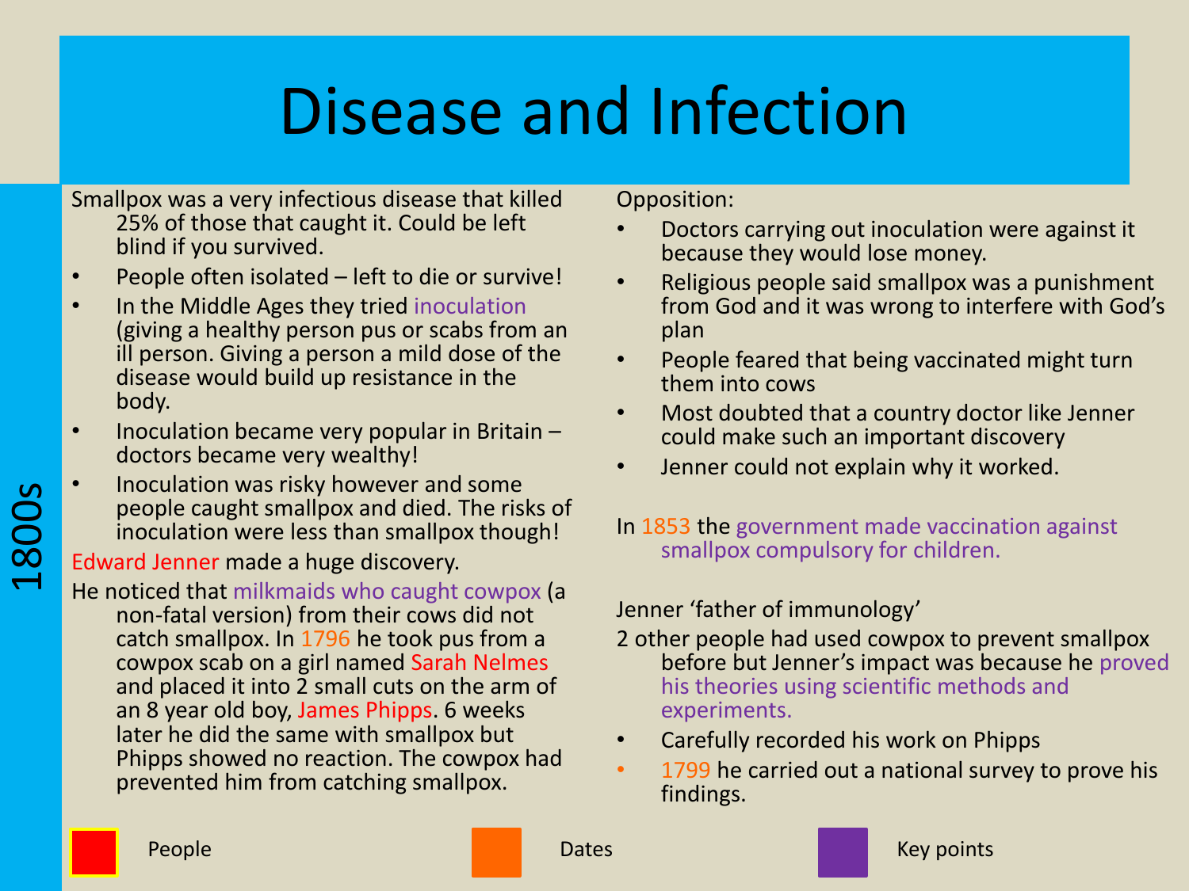# Disease and Infection

1800s

Smallpox was a very infectious disease that killed 25% of those that caught it. Could be left blind if you survived.

- People often isolated – left to die or survive!
- In the Middle Ages they tried inoculation (giving a healthy person pus or scabs from an ill person. Giving a person a mild dose of the disease would build up resistance in the body.
- Inoculation became very popular in Britain – doctors became very wealthy!
- Inoculation was risky however and some people caught smallpox and died. The risks of inoculation were less than smallpox though!

Edward Jenner made a huge discovery.

He noticed that milkmaids who caught cowpox (a non-fatal version) from their cows did not catch smallpox. In 1796 he took pus from a cowpox scab on a girl named Sarah Nelmes and placed it into 2 small cuts on the arm of an 8 year old boy, James Phipps. 6 weeks later he did the same with smallpox but Phipps showed no reaction. The cowpox had prevented him from catching smallpox.

Opposition:

- Doctors carrying out inoculation were against it because they would lose money.
- Religious people said smallpox was a punishment from God and it was wrong to interfere with God's plan
- People feared that being vaccinated might turn them into cows
- Most doubted that a country doctor like Jenner could make such an important discovery
- Jenner could not explain why it worked.

In 1853 the government made vaccination against smallpox compulsory for children.

Jenner 'father of immunology'

2 other people had used cowpox to prevent smallpox before but Jenner's impact was because he proved his theories using scientific methods and experiments.

- Carefully recorded his work on Phipps
- 1799 he carried out a national survey to prove his findings.

People | Dates | Key points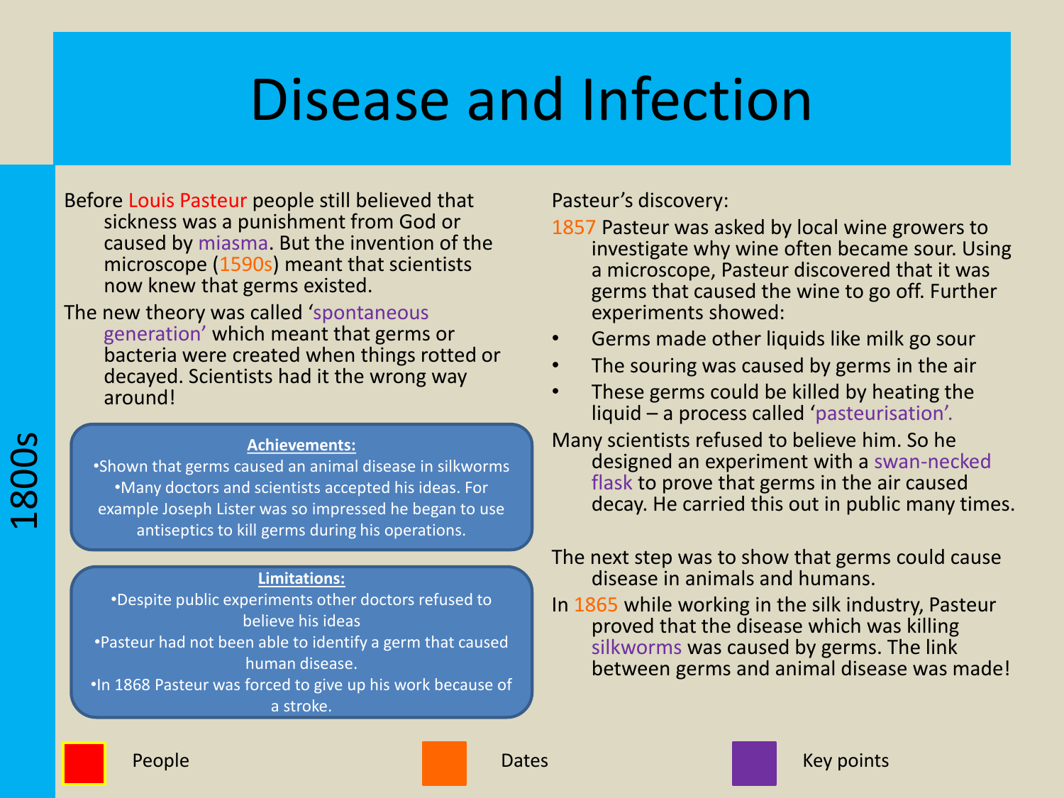# Disease and Infection

1800s

Before Louis Pasteur people still believed that sickness was a punishment from God or caused by miasma. But the invention of the microscope (1590s) meant that scientists now knew that germs existed.

The new theory was called 'spontaneous generation' which meant that germs or bacteria were created when things rotted or decayed. Scientists had it the wrong way around!

**Achievements:**

- Shown that germs caused an animal disease in silkworms
- Many doctors and scientists accepted his ideas. For example Joseph Lister was so impressed he began to use antiseptics to kill germs during his operations.

**Limitations:**

- Despite public experiments other doctors refused to believe his ideas
- Pasteur had not been able to identify a germ that caused human disease.
- In 1868 Pasteur was forced to give up his work because of a stroke.

Pasteur's discovery:

1857 Pasteur was asked by local wine growers to investigate why wine often became sour. Using a microscope, Pasteur discovered that it was germs that caused the wine to go off. Further experiments showed:

- Germs made other liquids like milk go sour
- The souring was caused by germs in the air
- These germs could be killed by heating the liquid – a process called 'pasteurisation'.

Many scientists refused to believe him. So he designed an experiment with a swan-necked flask to prove that germs in the air caused decay. He carried this out in public many times.

The next step was to show that germs could cause disease in animals and humans.

In 1865 while working in the silk industry, Pasteur proved that the disease which was killing silkworms was caused by germs. The link between germs and animal disease was made!

People | Dates | Key points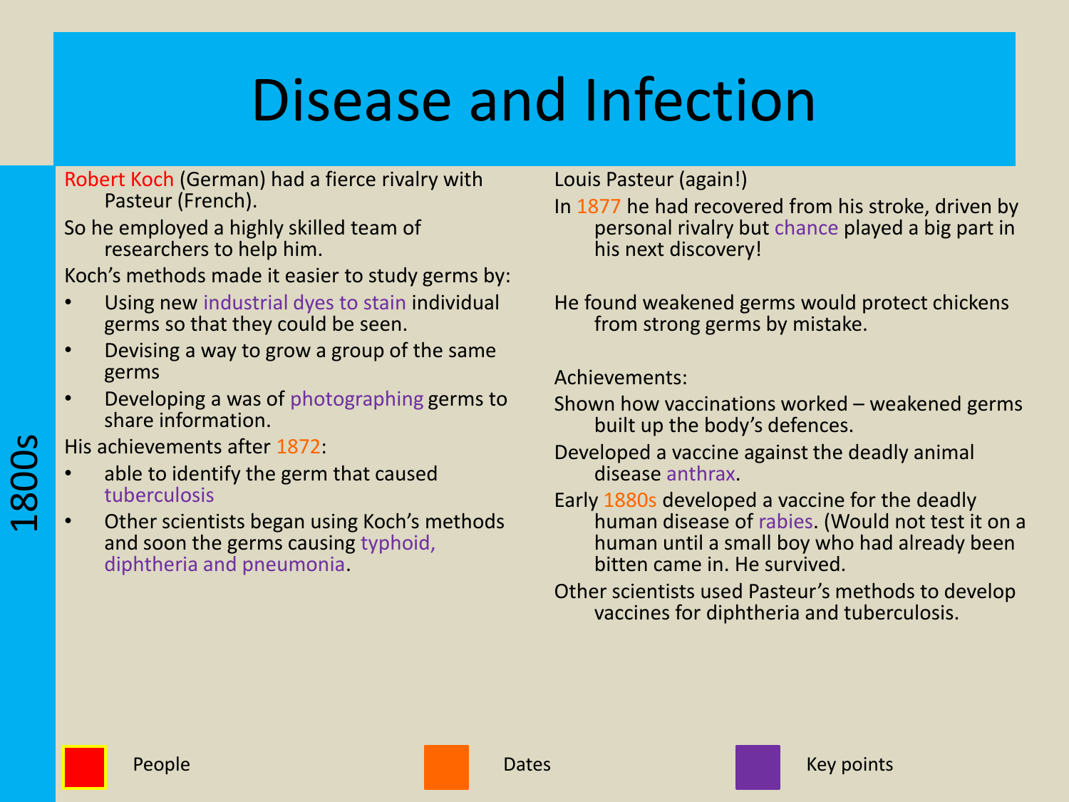# Disease and Infection

1800s

Robert Koch (German) had a fierce rivalry with Pasteur (French).

So he employed a highly skilled team of researchers to help him.

Koch's methods made it easier to study germs by:

- Using new industrial dyes to stain individual germs so that they could be seen.
- Devising a way to grow a group of the same germs
- Developing a was of photographing germs to share information.

His achievements after 1872:

- able to identify the germ that caused tuberculosis
- Other scientists began using Koch's methods and soon the germs causing typhoid, diphtheria and pneumonia.

Louis Pasteur (again!)

In 1877 he had recovered from his stroke, driven by personal rivalry but chance played a big part in his next discovery!

He found weakened germs would protect chickens from strong germs by mistake.

Achievements:

Shown how vaccinations worked – weakened germs built up the body's defences.

Developed a vaccine against the deadly animal disease anthrax.

Early 1880s developed a vaccine for the deadly human disease of rabies. (Would not test it on a human until a small boy who had already been bitten came in. He survived.

Other scientists used Pasteur's methods to develop vaccines for diphtheria and tuberculosis.

People | Dates | Key points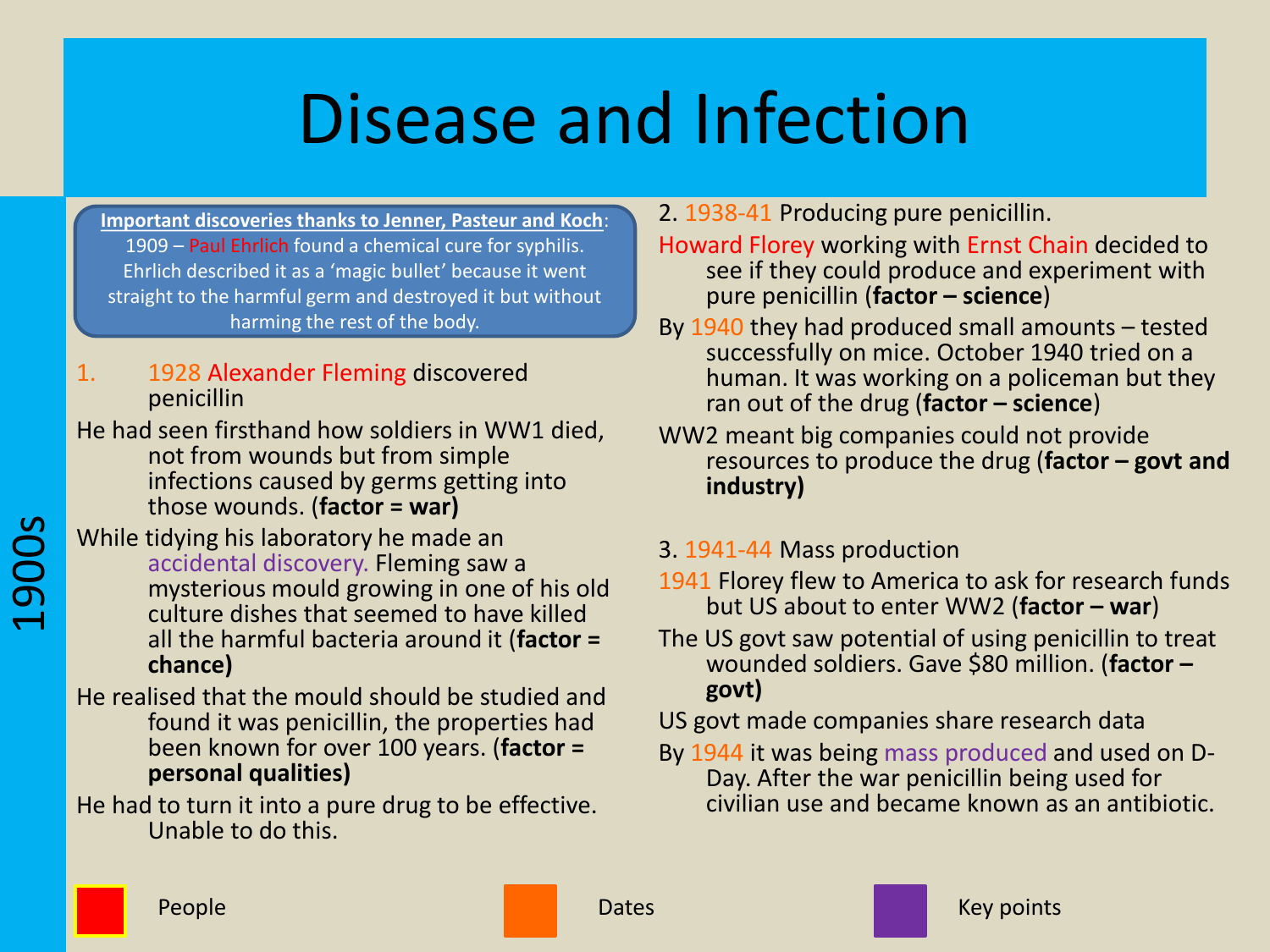# Disease and Infection

1900s

**Important discoveries thanks to Jenner, Pasteur and Koch**:
1909 – Paul Ehrlich found a chemical cure for syphilis. Ehrlich described it as a 'magic bullet' because it went straight to the harmful germ and destroyed it but without harming the rest of the body.

1. 1928 Alexander Fleming discovered penicillin

He had seen firsthand how soldiers in WW1 died, not from wounds but from simple infections caused by germs getting into those wounds. (**factor = war)**

While tidying his laboratory he made an accidental discovery. Fleming saw a mysterious mould growing in one of his old culture dishes that seemed to have killed all the harmful bacteria around it (**factor = chance)**

He realised that the mould should be studied and found it was penicillin, the properties had been known for over 100 years. (**factor = personal qualities)**

He had to turn it into a pure drug to be effective. Unable to do this.

2. 1938-41 Producing pure penicillin.

Howard Florey working with Ernst Chain decided to see if they could produce and experiment with pure penicillin (**factor – science**)

By 1940 they had produced small amounts – tested successfully on mice. October 1940 tried on a human. It was working on a policeman but they ran out of the drug (**factor – science**)

WW2 meant big companies could not provide resources to produce the drug (**factor – govt and industry)**

3. 1941-44 Mass production

1941 Florey flew to America to ask for research funds but US about to enter WW2 (**factor – war**)

The US govt saw potential of using penicillin to treat wounded soldiers. Gave $80 million. (**factor – govt)**

US govt made companies share research data

By 1944 it was being mass produced and used on D-Day. After the war penicillin being used for civilian use and became known as an antibiotic.

People | Dates | Key points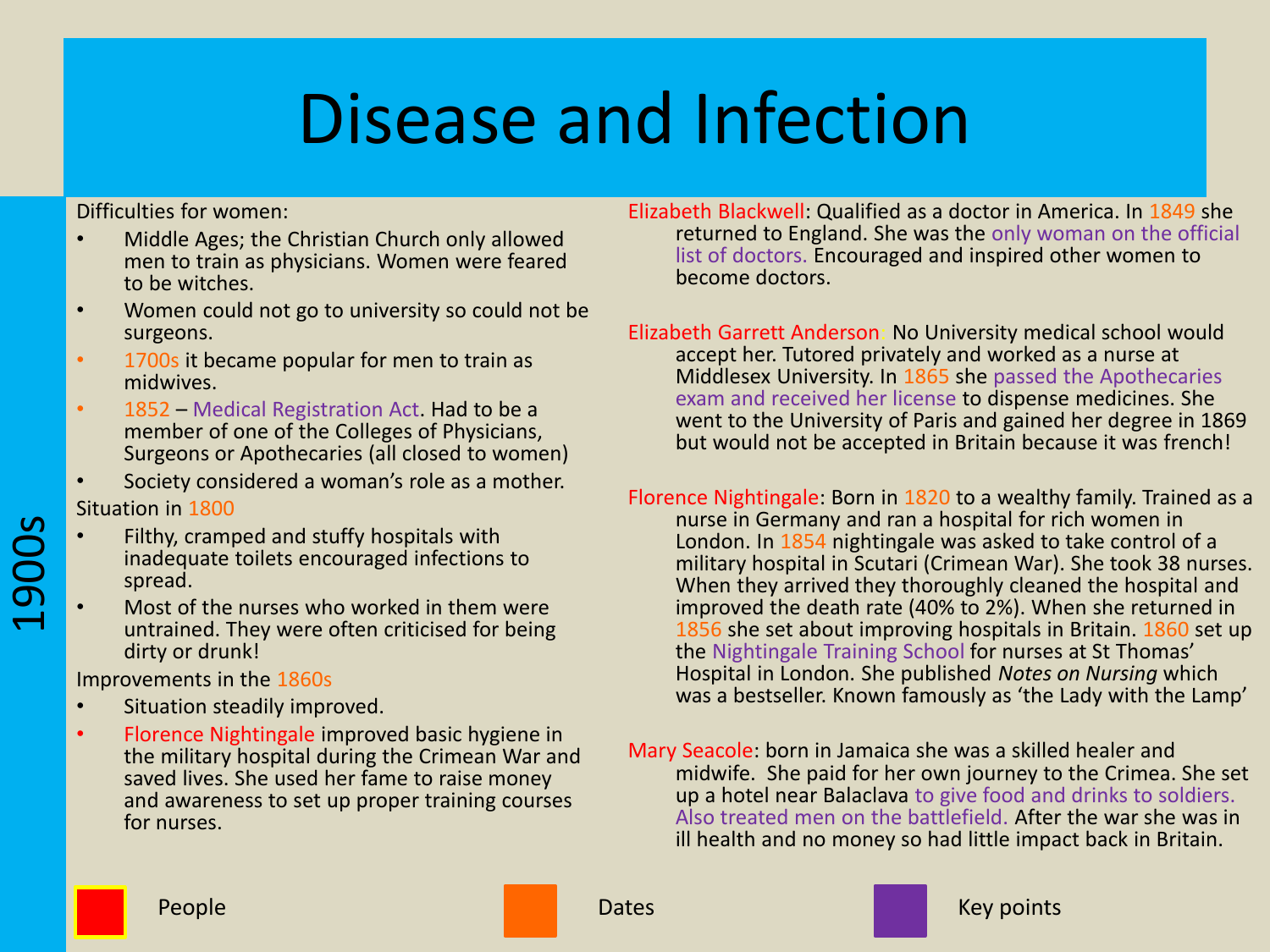# Disease and Infection

1900s

Difficulties for women:

- Middle Ages; the Christian Church only allowed men to train as physicians. Women were feared to be witches.
- Women could not go to university so could not be surgeons.
- 1700s it became popular for men to train as midwives.
- 1852 – Medical Registration Act. Had to be a member of one of the Colleges of Physicians, Surgeons or Apothecaries (all closed to women)
- Society considered a woman's role as a mother.

Situation in 1800

- Filthy, cramped and stuffy hospitals with inadequate toilets encouraged infections to spread.
- Most of the nurses who worked in them were untrained. They were often criticised for being dirty or drunk!

Improvements in the 1860s

- Situation steadily improved.
- Florence Nightingale improved basic hygiene in the military hospital during the Crimean War and saved lives. She used her fame to raise money and awareness to set up proper training courses for nurses.

Elizabeth Blackwell: Qualified as a doctor in America. In 1849 she returned to England. She was the only woman on the official list of doctors. Encouraged and inspired other women to become doctors.

Elizabeth Garrett Anderson: No University medical school would accept her. Tutored privately and worked as a nurse at Middlesex University. In 1865 she passed the Apothecaries exam and received her license to dispense medicines. She went to the University of Paris and gained her degree in 1869 but would not be accepted in Britain because it was french!

Florence Nightingale: Born in 1820 to a wealthy family. Trained as a nurse in Germany and ran a hospital for rich women in London. In 1854 nightingale was asked to take control of a military hospital in Scutari (Crimean War). She took 38 nurses. When they arrived they thoroughly cleaned the hospital and improved the death rate (40% to 2%). When she returned in 1856 she set about improving hospitals in Britain. 1860 set up the Nightingale Training School for nurses at St Thomas' Hospital in London. She published *Notes on Nursing* which was a bestseller. Known famously as 'the Lady with the Lamp'

Mary Seacole: born in Jamaica she was a skilled healer and midwife. She paid for her own journey to the Crimea. She set up a hotel near Balaclava to give food and drinks to soldiers. Also treated men on the battlefield. After the war she was in ill health and no money so had little impact back in Britain.

People | Dates | Key points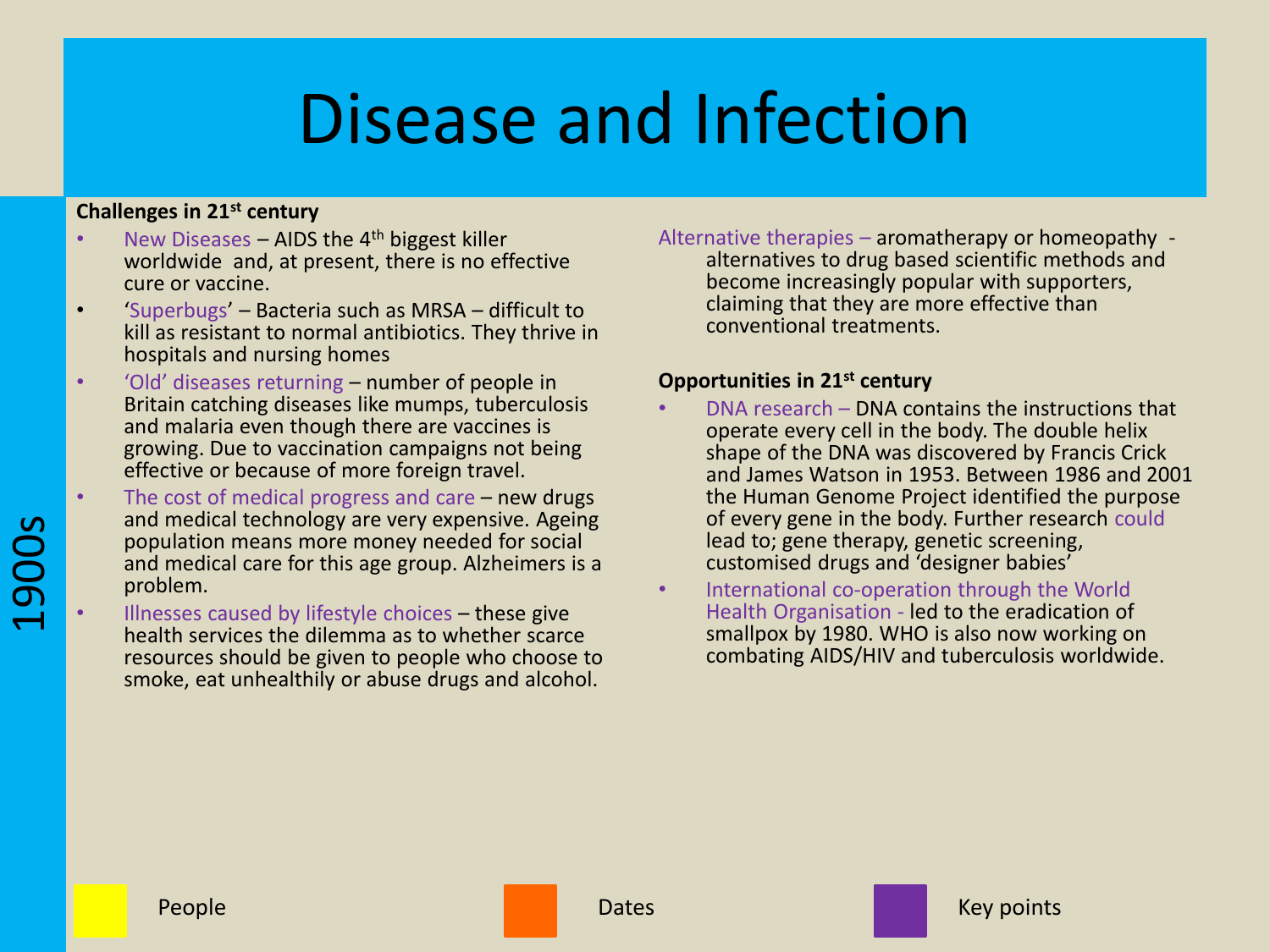# Disease and Infection

1900s

**Challenges in 21st century**

- New Diseases – AIDS the 4th biggest killer worldwide and, at present, there is no effective cure or vaccine.
- 'Superbugs' – Bacteria such as MRSA – difficult to kill as resistant to normal antibiotics. They thrive in hospitals and nursing homes
- 'Old' diseases returning – number of people in Britain catching diseases like mumps, tuberculosis and malaria even though there are vaccines is growing. Due to vaccination campaigns not being effective or because of more foreign travel.
- The cost of medical progress and care – new drugs and medical technology are very expensive. Ageing population means more money needed for social and medical care for this age group. Alzheimers is a problem.
- Illnesses caused by lifestyle choices – these give health services the dilemma as to whether scarce resources should be given to people who choose to smoke, eat unhealthily or abuse drugs and alcohol.

Alternative therapies – aromatherapy or homeopathy - alternatives to drug based scientific methods and become increasingly popular with supporters, claiming that they are more effective than conventional treatments.

**Opportunities in 21st century**

- DNA research – DNA contains the instructions that operate every cell in the body. The double helix shape of the DNA was discovered by Francis Crick and James Watson in 1953. Between 1986 and 2001 the Human Genome Project identified the purpose of every gene in the body. Further research could lead to; gene therapy, genetic screening, customised drugs and 'designer babies'
- International co-operation through the World Health Organisation - led to the eradication of smallpox by 1980. WHO is also now working on combating AIDS/HIV and tuberculosis worldwide.

People | Dates | Key points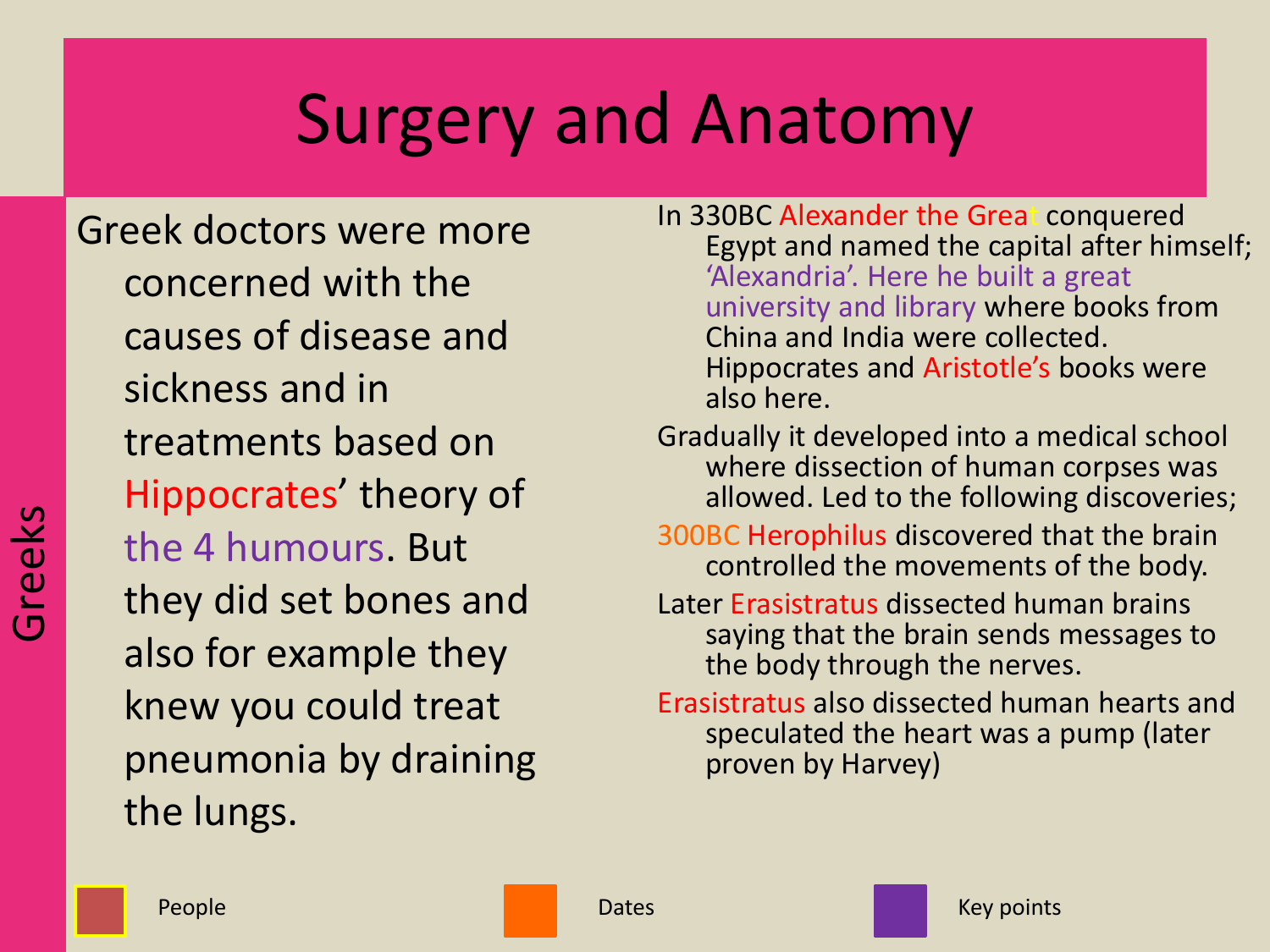# Surgery and Anatomy

Greeks

Greek doctors were more concerned with the causes of disease and sickness and in treatments based on Hippocrates' theory of the 4 humours. But they did set bones and also for example they knew you could treat pneumonia by draining the lungs.

In 330BC Alexander the Great conquered Egypt and named the capital after himself; 'Alexandria'. Here he built a great university and library where books from China and India were collected. Hippocrates and Aristotle's books were also here.

Gradually it developed into a medical school where dissection of human corpses was allowed. Led to the following discoveries;

300BC Herophilus discovered that the brain controlled the movements of the body.

Later Erasistratus dissected human brains saying that the brain sends messages to the body through the nerves.

Erasistratus also dissected human hearts and speculated the heart was a pump (later proven by Harvey)

People

Dates

Key points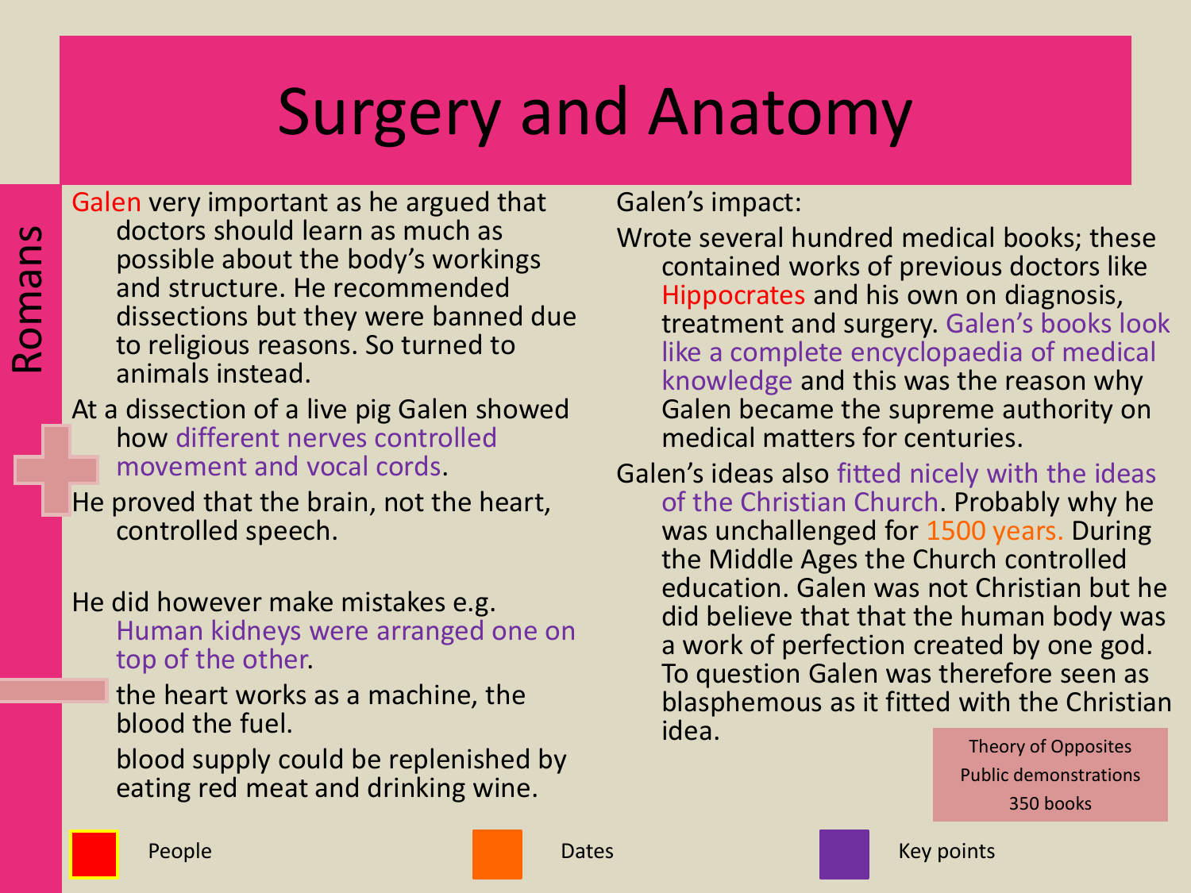# Surgery and Anatomy

## Romans

Galen very important as he argued that doctors should learn as much as possible about the body's workings and structure. He recommended dissections but they were banned due to religious reasons. So turned to animals instead.

At a dissection of a live pig Galen showed how different nerves controlled movement and vocal cords.

He proved that the brain, not the heart, controlled speech.

He did however make mistakes e.g.
- Human kidneys were arranged one on top of the other.
- the heart works as a machine, the blood the fuel.
- blood supply could be replenished by eating red meat and drinking wine.

Galen's impact:

Wrote several hundred medical books; these contained works of previous doctors like Hippocrates and his own on diagnosis, treatment and surgery. Galen's books look like a complete encyclopaedia of medical knowledge and this was the reason why Galen became the supreme authority on medical matters for centuries.

Galen's ideas also fitted nicely with the ideas of the Christian Church. Probably why he was unchallenged for 1500 years. During the Middle Ages the Church controlled education. Galen was not Christian but he did believe that that the human body was a work of perfection created by one god. To question Galen was therefore seen as blasphemous as it fitted with the Christian idea.

Theory of Opposites
Public demonstrations
350 books

People | Dates | Key points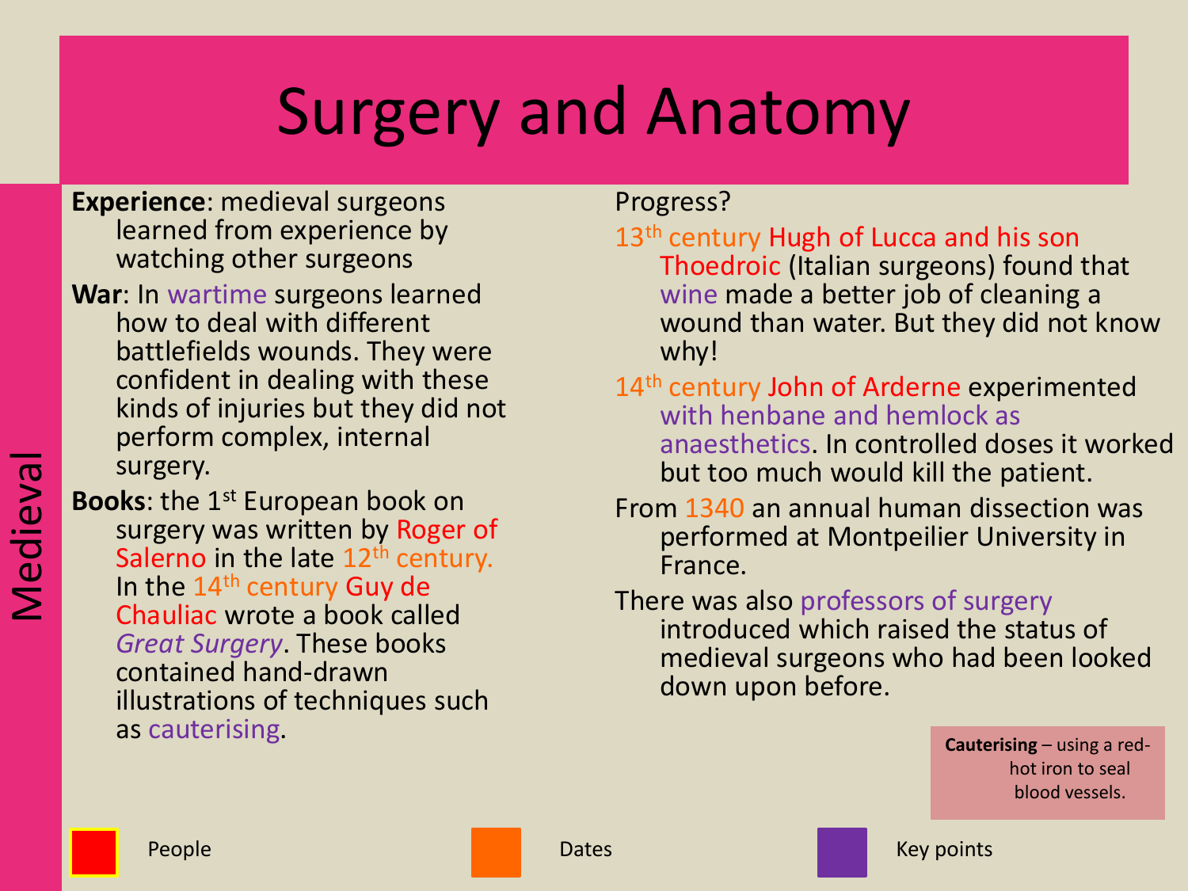# Surgery and Anatomy

Medieval

**Experience**: medieval surgeons learned from experience by watching other surgeons

**War**: In wartime surgeons learned how to deal with different battlefields wounds. They were confident in dealing with these kinds of injuries but they did not perform complex, internal surgery.

**Books**: the 1st European book on surgery was written by Roger of Salerno in the late 12th century. In the 14th century Guy de Chauliac wrote a book called *Great Surgery*. These books contained hand-drawn illustrations of techniques such as cauterising.

Progress?

13th century Hugh of Lucca and his son Thoedroic (Italian surgeons) found that wine made a better job of cleaning a wound than water. But they did not know why!

14th century John of Arderne experimented with henbane and hemlock as anaesthetics. In controlled doses it worked but too much would kill the patient.

From 1340 an annual human dissection was performed at Montpeilier University in France.

There was also professors of surgery introduced which raised the status of medieval surgeons who had been looked down upon before.

**Cauterising** – using a red-hot iron to seal blood vessels.

People

Dates

Key points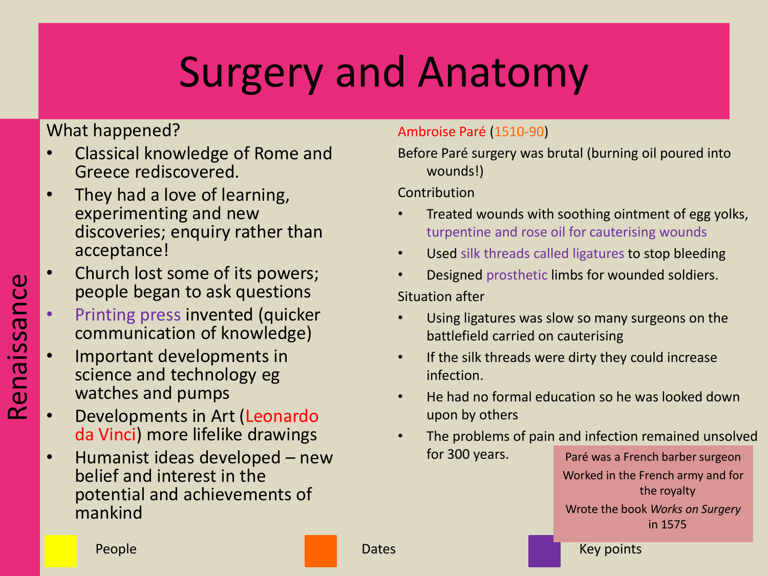# Surgery and Anatomy

## Renaissance

What happened?

- Classical knowledge of Rome and Greece rediscovered.
- They had a love of learning, experimenting and new discoveries; enquiry rather than acceptance!
- Church lost some of its powers; people began to ask questions
- Printing press invented (quicker communication of knowledge)
- Important developments in science and technology eg watches and pumps
- Developments in Art (Leonardo da Vinci) more lifelike drawings
- Humanist ideas developed – new belief and interest in the potential and achievements of mankind

Ambroise Paré (1510-90)

Before Paré surgery was brutal (burning oil poured into wounds!)

Contribution

- Treated wounds with soothing ointment of egg yolks, turpentine and rose oil for cauterising wounds
- Used silk threads called ligatures to stop bleeding
- Designed prosthetic limbs for wounded soldiers.

Situation after

- Using ligatures was slow so many surgeons on the battlefield carried on cauterising
- If the silk threads were dirty they could increase infection.
- He had no formal education so he was looked down upon by others
- The problems of pain and infection remained unsolved for 300 years.

Paré was a French barber surgeon

Worked in the French army and for the royalty

Wrote the book *Works on Surgery* in 1575

People | Dates | Key points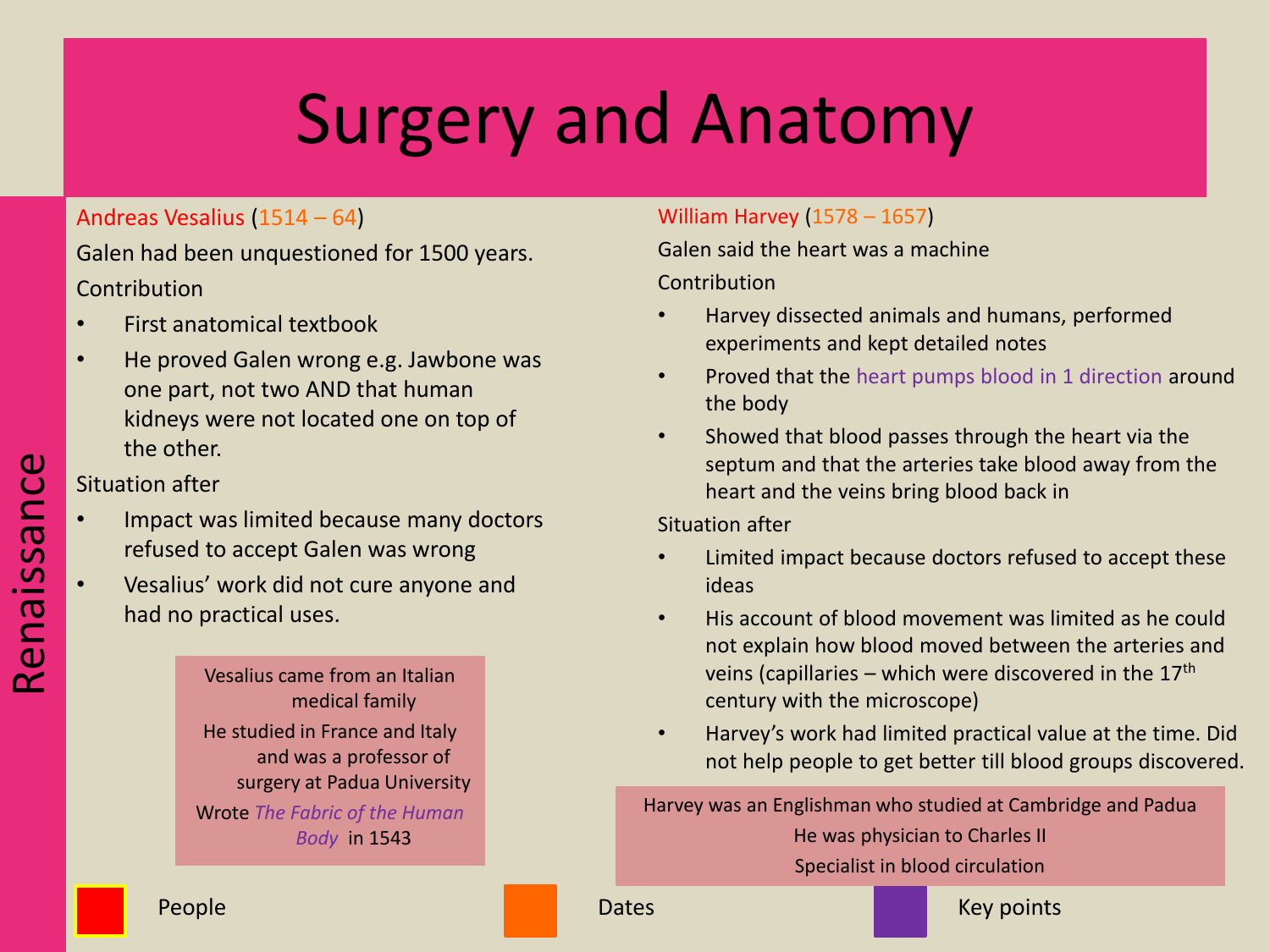# Surgery and Anatomy

## Renaissance

**Andreas Vesalius** (1514 – 64)

Galen had been unquestioned for 1500 years.

Contribution

- First anatomical textbook
- He proved Galen wrong e.g. Jawbone was one part, not two AND that human kidneys were not located one on top of the other.

Situation after

- Impact was limited because many doctors refused to accept Galen was wrong
- Vesalius' work did not cure anyone and had no practical uses.

> Vesalius came from an Italian medical family
>
> He studied in France and Italy and was a professor of surgery at Padua University
>
> Wrote *The Fabric of the Human Body* in 1543

**William Harvey** (1578 – 1657)

Galen said the heart was a machine

Contribution

- Harvey dissected animals and humans, performed experiments and kept detailed notes
- Proved that the heart pumps blood in 1 direction around the body
- Showed that blood passes through the heart via the septum and that the arteries take blood away from the heart and the veins bring blood back in

Situation after

- Limited impact because doctors refused to accept these ideas
- His account of blood movement was limited as he could not explain how blood moved between the arteries and veins (capillaries – which were discovered in the 17th century with the microscope)
- Harvey's work had limited practical value at the time. Did not help people to get better till blood groups discovered.

> Harvey was an Englishman who studied at Cambridge and Padua
>
> He was physician to Charles II
>
> Specialist in blood circulation

People | Dates | Key points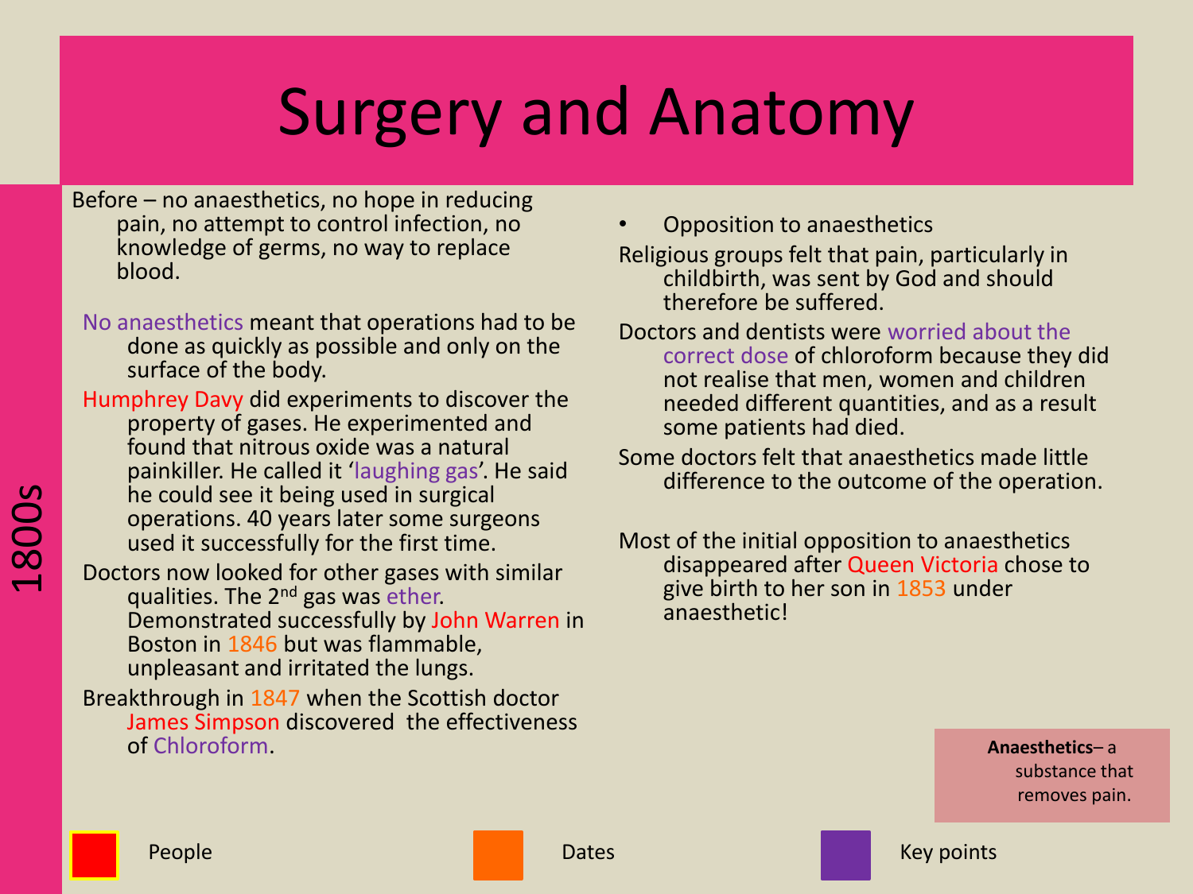# Surgery and Anatomy

1800s

Before – no anaesthetics, no hope in reducing pain, no attempt to control infection, no knowledge of germs, no way to replace blood.

No anaesthetics meant that operations had to be done as quickly as possible and only on the surface of the body.

Humphrey Davy did experiments to discover the property of gases. He experimented and found that nitrous oxide was a natural painkiller. He called it 'laughing gas'. He said he could see it being used in surgical operations. 40 years later some surgeons used it successfully for the first time.

Doctors now looked for other gases with similar qualities. The 2nd gas was ether. Demonstrated successfully by John Warren in Boston in 1846 but was flammable, unpleasant and irritated the lungs.

Breakthrough in 1847 when the Scottish doctor James Simpson discovered the effectiveness of Chloroform.

- Opposition to anaesthetics

Religious groups felt that pain, particularly in childbirth, was sent by God and should therefore be suffered.

Doctors and dentists were worried about the correct dose of chloroform because they did not realise that men, women and children needed different quantities, and as a result some patients had died.

Some doctors felt that anaesthetics made little difference to the outcome of the operation.

Most of the initial opposition to anaesthetics disappeared after Queen Victoria chose to give birth to her son in 1853 under anaesthetic!

**Anaesthetics**– a substance that removes pain.

People

Dates

Key points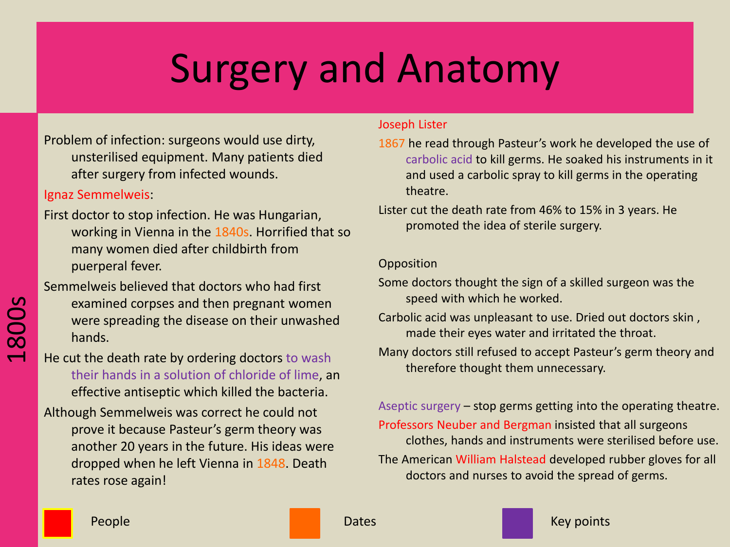# Surgery and Anatomy

1800s

Problem of infection: surgeons would use dirty, unsterilised equipment. Many patients died after surgery from infected wounds.

Ignaz Semmelweis:

First doctor to stop infection. He was Hungarian, working in Vienna in the 1840s. Horrified that so many women died after childbirth from puerperal fever.

Semmelweis believed that doctors who had first examined corpses and then pregnant women were spreading the disease on their unwashed hands.

He cut the death rate by ordering doctors to wash their hands in a solution of chloride of lime, an effective antiseptic which killed the bacteria.

Although Semmelweis was correct he could not prove it because Pasteur's germ theory was another 20 years in the future. His ideas were dropped when he left Vienna in 1848. Death rates rose again!

Joseph Lister

1867 he read through Pasteur's work he developed the use of carbolic acid to kill germs. He soaked his instruments in it and used a carbolic spray to kill germs in the operating theatre.

Lister cut the death rate from 46% to 15% in 3 years. He promoted the idea of sterile surgery.

Opposition

Some doctors thought the sign of a skilled surgeon was the speed with which he worked.

Carbolic acid was unpleasant to use. Dried out doctors skin , made their eyes water and irritated the throat.

Many doctors still refused to accept Pasteur's germ theory and therefore thought them unnecessary.

Aseptic surgery – stop germs getting into the operating theatre.

Professors Neuber and Bergman insisted that all surgeons clothes, hands and instruments were sterilised before use.

The American William Halstead developed rubber gloves for all doctors and nurses to avoid the spread of germs.

People | Dates | Key points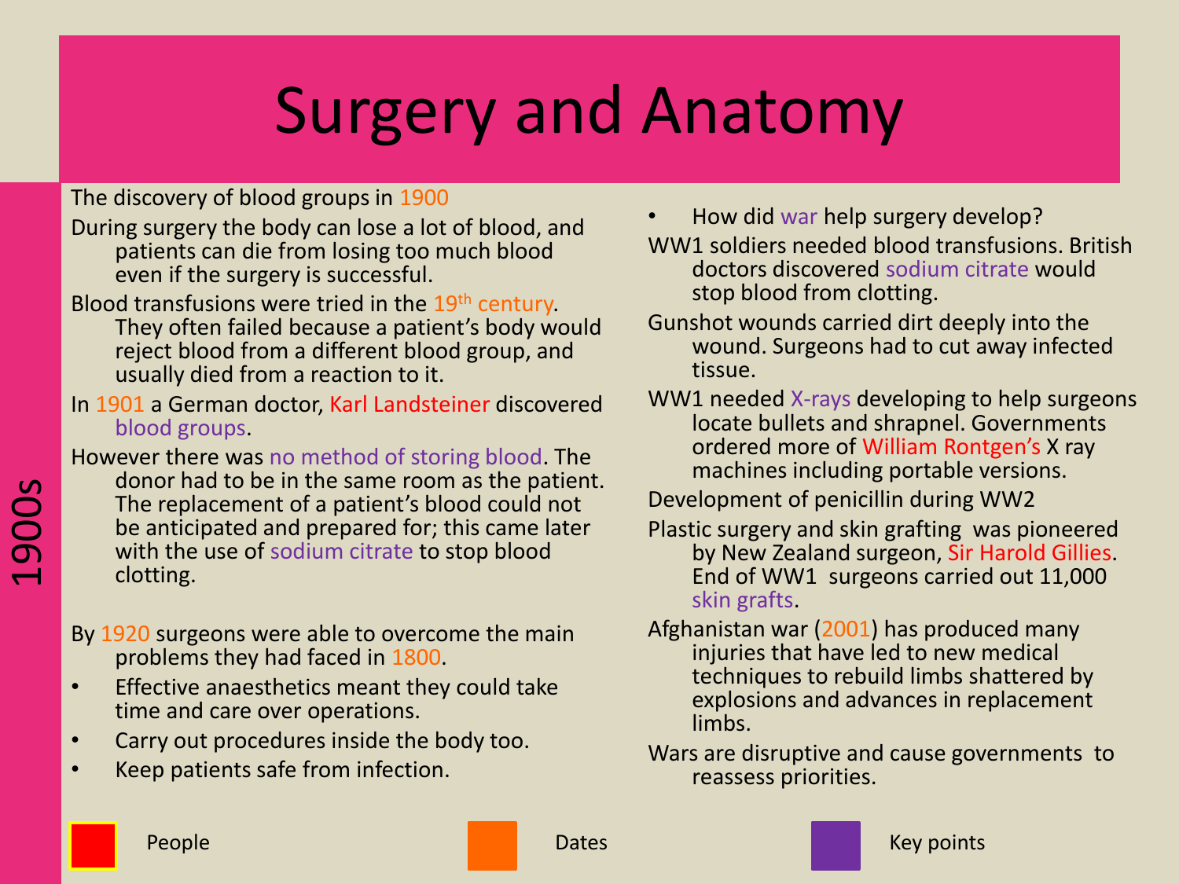# Surgery and Anatomy

1900s

The discovery of blood groups in 1900

During surgery the body can lose a lot of blood, and patients can die from losing too much blood even if the surgery is successful.

Blood transfusions were tried in the 19th century. They often failed because a patient's body would reject blood from a different blood group, and usually died from a reaction to it.

In 1901 a German doctor, Karl Landsteiner discovered blood groups.

However there was no method of storing blood. The donor had to be in the same room as the patient. The replacement of a patient's blood could not be anticipated and prepared for; this came later with the use of sodium citrate to stop blood clotting.

By 1920 surgeons were able to overcome the main problems they had faced in 1800.

- Effective anaesthetics meant they could take time and care over operations.
- Carry out procedures inside the body too.
- Keep patients safe from infection.

- How did war help surgery develop?

WW1 soldiers needed blood transfusions. British doctors discovered sodium citrate would stop blood from clotting.

Gunshot wounds carried dirt deeply into the wound. Surgeons had to cut away infected tissue.

WW1 needed X-rays developing to help surgeons locate bullets and shrapnel. Governments ordered more of William Rontgen's X ray machines including portable versions.

Development of penicillin during WW2

Plastic surgery and skin grafting was pioneered by New Zealand surgeon, Sir Harold Gillies. End of WW1 surgeons carried out 11,000 skin grafts.

Afghanistan war (2001) has produced many injuries that have led to new medical techniques to rebuild limbs shattered by explosions and advances in replacement limbs.

Wars are disruptive and cause governments to reassess priorities.

People | Dates | Key points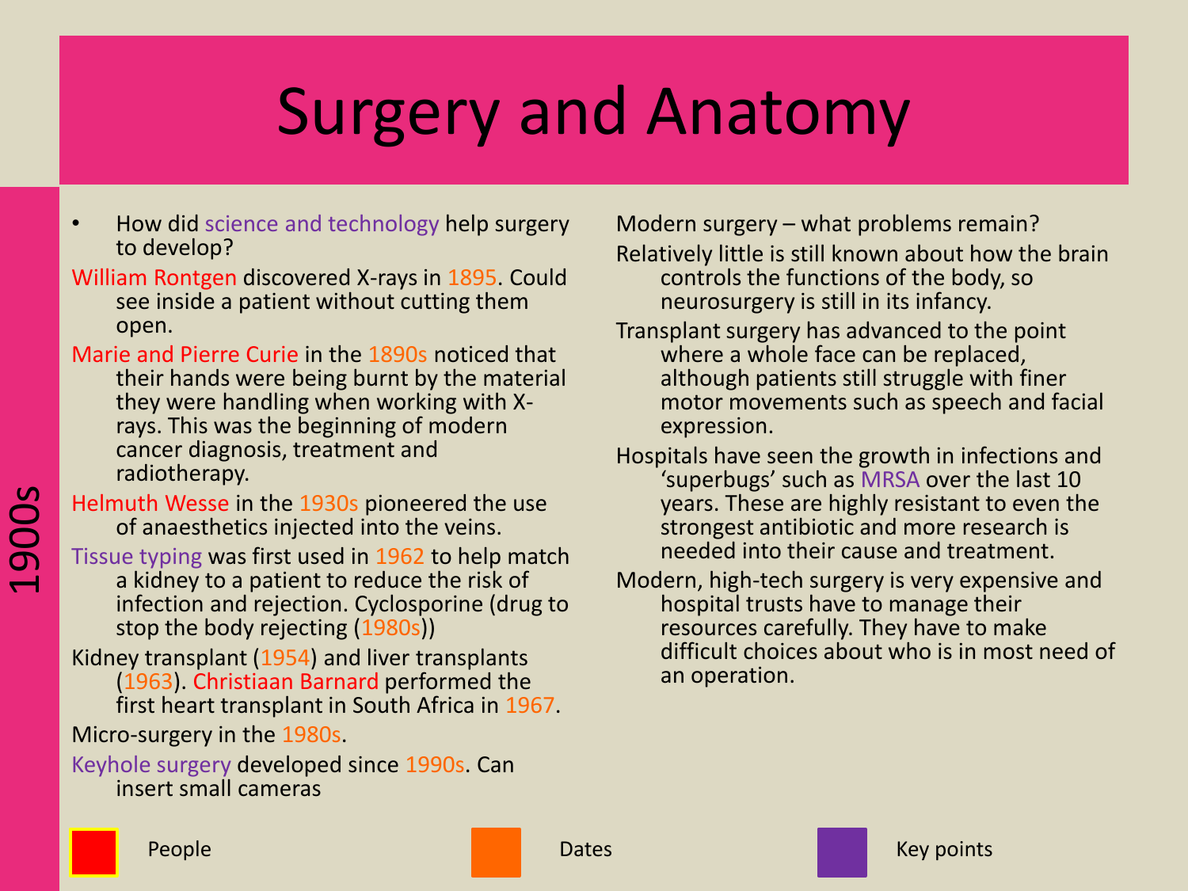# Surgery and Anatomy

1900s

- How did science and technology help surgery to develop?

William Rontgen discovered X-rays in 1895. Could see inside a patient without cutting them open.

Marie and Pierre Curie in the 1890s noticed that their hands were being burnt by the material they were handling when working with X-rays. This was the beginning of modern cancer diagnosis, treatment and radiotherapy.

Helmuth Wesse in the 1930s pioneered the use of anaesthetics injected into the veins.

Tissue typing was first used in 1962 to help match a kidney to a patient to reduce the risk of infection and rejection. Cyclosporine (drug to stop the body rejecting (1980s))

Kidney transplant (1954) and liver transplants (1963). Christiaan Barnard performed the first heart transplant in South Africa in 1967.

Micro-surgery in the 1980s.

Keyhole surgery developed since 1990s. Can insert small cameras

Modern surgery – what problems remain?

Relatively little is still known about how the brain controls the functions of the body, so neurosurgery is still in its infancy.

Transplant surgery has advanced to the point where a whole face can be replaced, although patients still struggle with finer motor movements such as speech and facial expression.

Hospitals have seen the growth in infections and 'superbugs' such as MRSA over the last 10 years. These are highly resistant to even the strongest antibiotic and more research is needed into their cause and treatment.

Modern, high-tech surgery is very expensive and hospital trusts have to manage their resources carefully. They have to make difficult choices about who is in most need of an operation.

People | Dates | Key points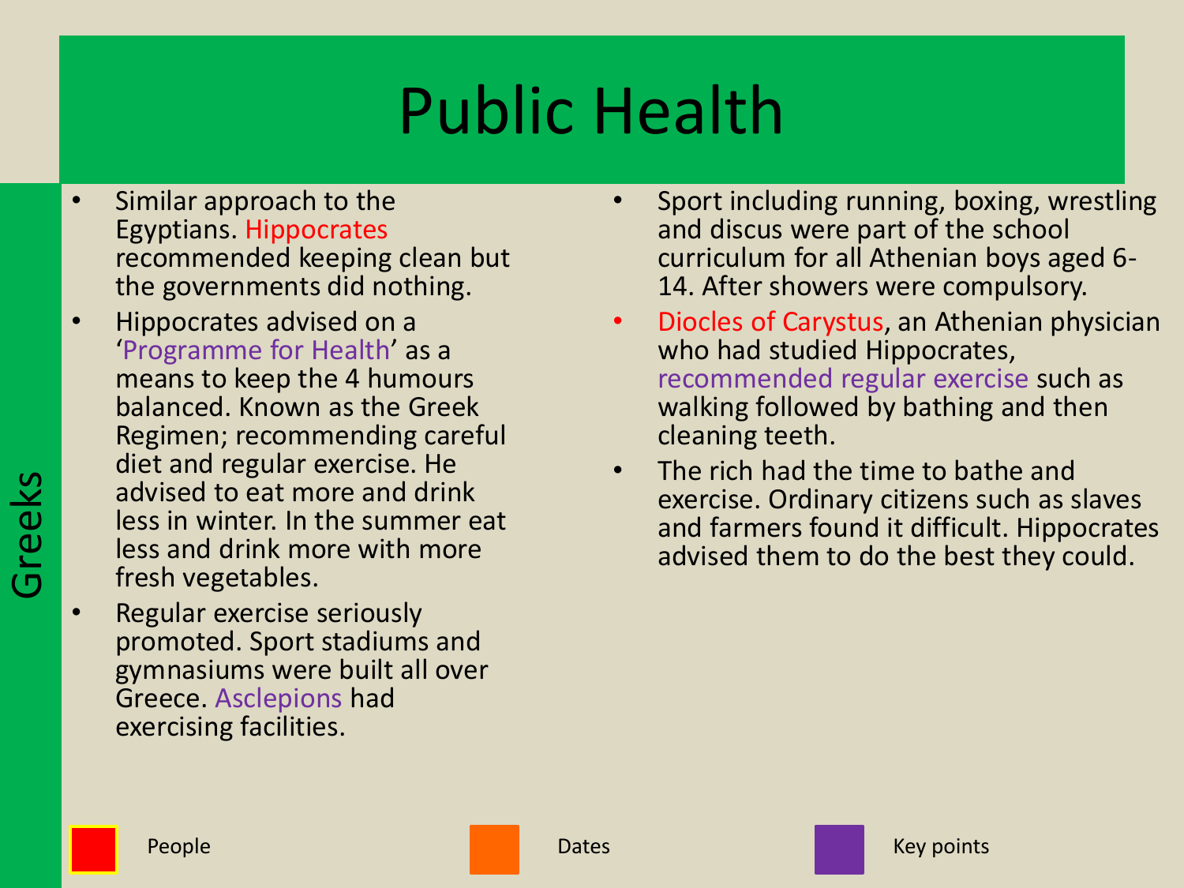# Public Health

## Greeks

- Similar approach to the Egyptians. Hippocrates recommended keeping clean but the governments did nothing.
- Hippocrates advised on a 'Programme for Health' as a means to keep the 4 humours balanced. Known as the Greek Regimen; recommending careful diet and regular exercise. He advised to eat more and drink less in winter. In the summer eat less and drink more with more fresh vegetables.
- Regular exercise seriously promoted. Sport stadiums and gymnasiums were built all over Greece. Asclepions had exercising facilities.
- Sport including running, boxing, wrestling and discus were part of the school curriculum for all Athenian boys aged 6-14. After showers were compulsory.
- Diocles of Carystus, an Athenian physician who had studied Hippocrates, recommended regular exercise such as walking followed by bathing and then cleaning teeth.
- The rich had the time to bathe and exercise. Ordinary citizens such as slaves and farmers found it difficult. Hippocrates advised them to do the best they could.

People | Dates | Key points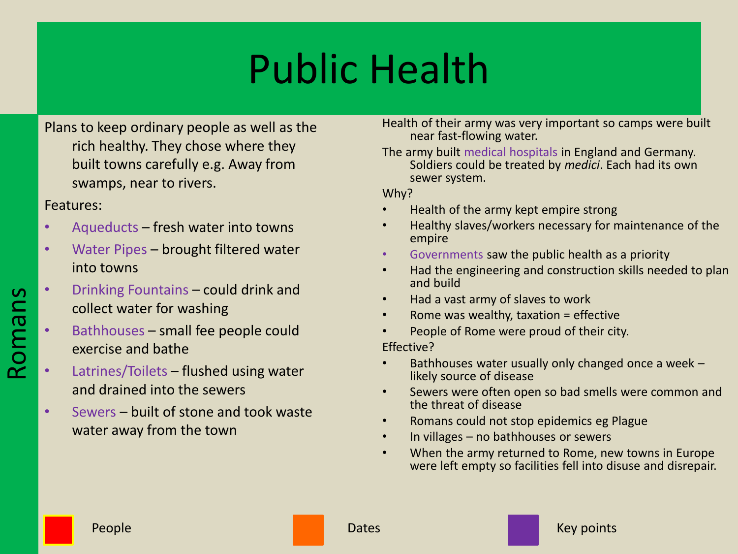# Public Health

## Romans

Plans to keep ordinary people as well as the rich healthy. They chose where they built towns carefully e.g. Away from swamps, near to rivers.

Features:

- Aqueducts – fresh water into towns
- Water Pipes – brought filtered water into towns
- Drinking Fountains – could drink and collect water for washing
- Bathhouses – small fee people could exercise and bathe
- Latrines/Toilets – flushed using water and drained into the sewers
- Sewers – built of stone and took waste water away from the town

Health of their army was very important so camps were built near fast-flowing water.

The army built medical hospitals in England and Germany. Soldiers could be treated by *medici*. Each had its own sewer system.

Why?

- Health of the army kept empire strong
- Healthy slaves/workers necessary for maintenance of the empire
- Governments saw the public health as a priority
- Had the engineering and construction skills needed to plan and build
- Had a vast army of slaves to work
- Rome was wealthy, taxation = effective
- People of Rome were proud of their city.

Effective?

- Bathhouses water usually only changed once a week – likely source of disease
- Sewers were often open so bad smells were common and the threat of disease
- Romans could not stop epidemics eg Plague
- In villages – no bathhouses or sewers
- When the army returned to Rome, new towns in Europe were left empty so facilities fell into disuse and disrepair.

People | Dates | Key points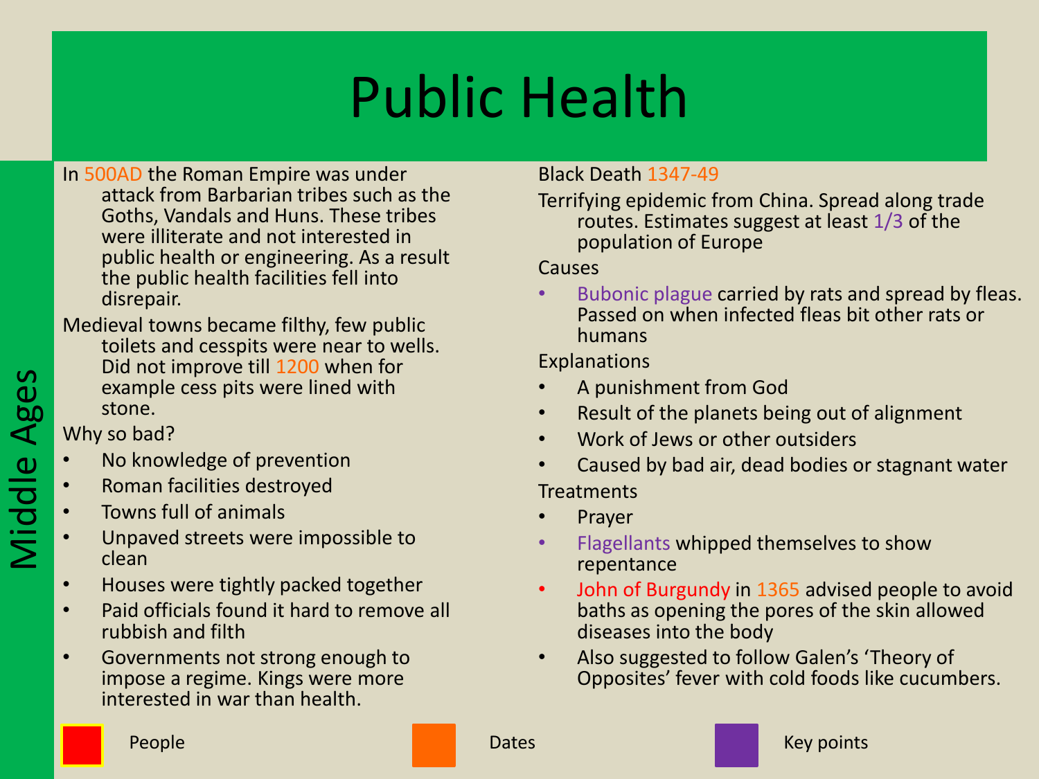# Public Health

## Middle Ages

In 500AD the Roman Empire was under attack from Barbarian tribes such as the Goths, Vandals and Huns. These tribes were illiterate and not interested in public health or engineering. As a result the public health facilities fell into disrepair.

Medieval towns became filthy, few public toilets and cesspits were near to wells. Did not improve till 1200 when for example cess pits were lined with stone.

Why so bad?

- No knowledge of prevention
- Roman facilities destroyed
- Towns full of animals
- Unpaved streets were impossible to clean
- Houses were tightly packed together
- Paid officials found it hard to remove all rubbish and filth
- Governments not strong enough to impose a regime. Kings were more interested in war than health.

Black Death 1347-49

Terrifying epidemic from China. Spread along trade routes. Estimates suggest at least 1/3 of the population of Europe

Causes

- Bubonic plague carried by rats and spread by fleas. Passed on when infected fleas bit other rats or humans

Explanations

- A punishment from God
- Result of the planets being out of alignment
- Work of Jews or other outsiders
- Caused by bad air, dead bodies or stagnant water

Treatments

- Prayer
- Flagellants whipped themselves to show repentance
- John of Burgundy in 1365 advised people to avoid baths as opening the pores of the skin allowed diseases into the body
- Also suggested to follow Galen's 'Theory of Opposites' fever with cold foods like cucumbers.

People | Dates | Key points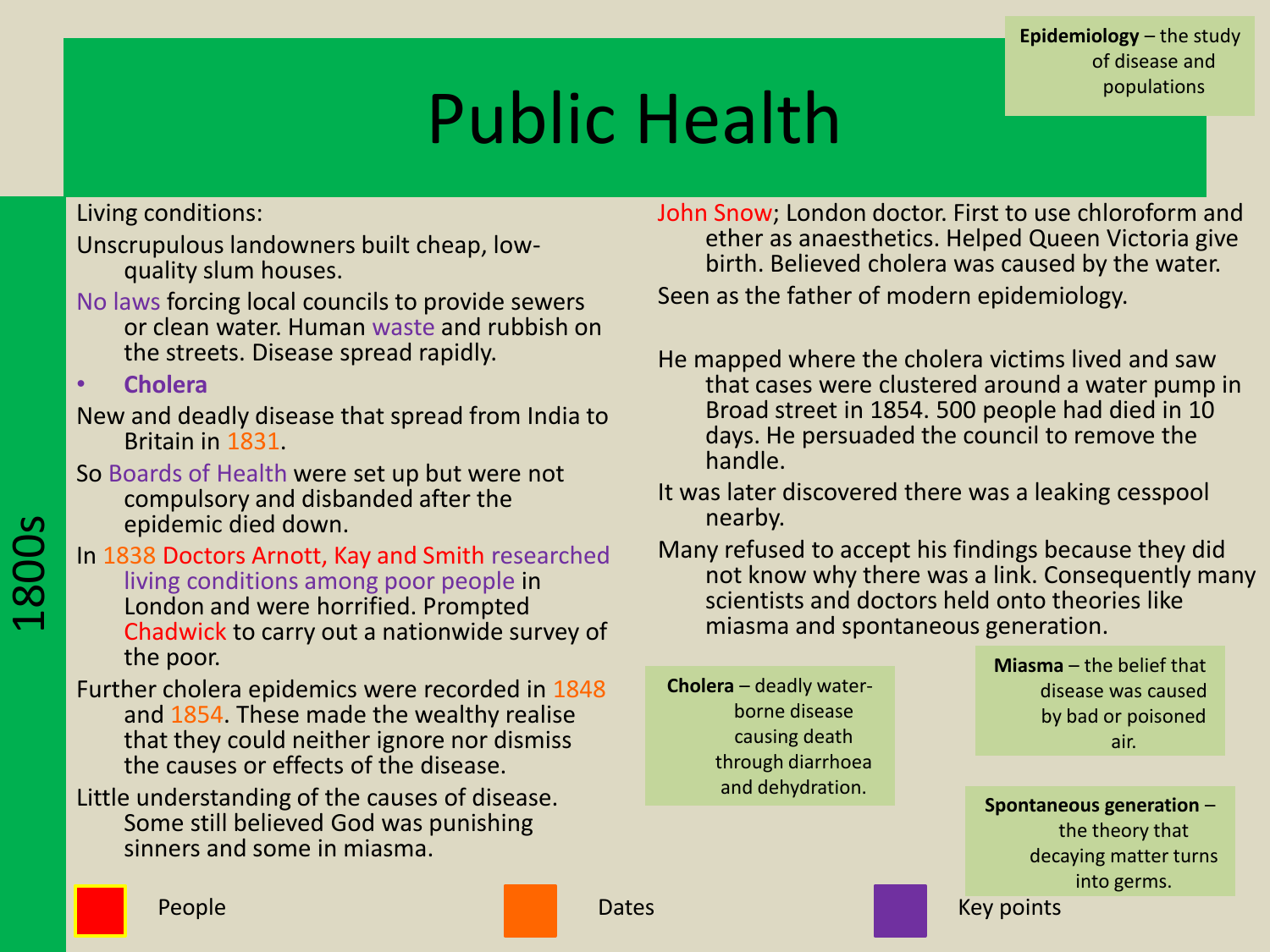# Public Health

**Epidemiology** – the study of disease and populations

1800s

Living conditions:

Unscrupulous landowners built cheap, low-quality slum houses.

No laws forcing local councils to provide sewers or clean water. Human waste and rubbish on the streets. Disease spread rapidly.

- **Cholera**

New and deadly disease that spread from India to Britain in 1831.

So Boards of Health were set up but were not compulsory and disbanded after the epidemic died down.

In 1838 Doctors Arnott, Kay and Smith researched living conditions among poor people in London and were horrified. Prompted Chadwick to carry out a nationwide survey of the poor.

Further cholera epidemics were recorded in 1848 and 1854. These made the wealthy realise that they could neither ignore nor dismiss the causes or effects of the disease.

Little understanding of the causes of disease. Some still believed God was punishing sinners and some in miasma.

John Snow; London doctor. First to use chloroform and ether as anaesthetics. Helped Queen Victoria give birth. Believed cholera was caused by the water.

Seen as the father of modern epidemiology.

He mapped where the cholera victims lived and saw that cases were clustered around a water pump in Broad street in 1854. 500 people had died in 10 days. He persuaded the council to remove the handle.

It was later discovered there was a leaking cesspool nearby.

Many refused to accept his findings because they did not know why there was a link. Consequently many scientists and doctors held onto theories like miasma and spontaneous generation.

**Cholera** – deadly water-borne disease causing death through diarrhoea and dehydration.

**Miasma** – the belief that disease was caused by bad or poisoned air.

**Spontaneous generation** – the theory that decaying matter turns into germs.

People | Dates | Key points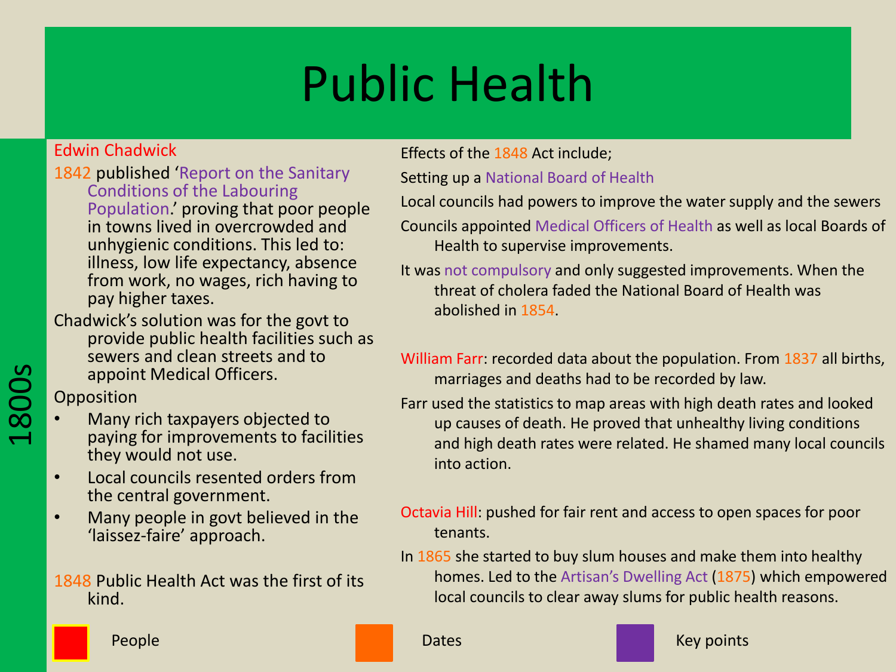# Public Health

1800s

Edwin Chadwick

1842 published 'Report on the Sanitary Conditions of the Labouring Population.' proving that poor people in towns lived in overcrowded and unhygienic conditions. This led to: illness, low life expectancy, absence from work, no wages, rich having to pay higher taxes.

Chadwick's solution was for the govt to provide public health facilities such as sewers and clean streets and to appoint Medical Officers.

Opposition

- Many rich taxpayers objected to paying for improvements to facilities they would not use.
- Local councils resented orders from the central government.
- Many people in govt believed in the 'laissez-faire' approach.

1848 Public Health Act was the first of its kind.

Effects of the 1848 Act include;

Setting up a National Board of Health

Local councils had powers to improve the water supply and the sewers

Councils appointed Medical Officers of Health as well as local Boards of Health to supervise improvements.

It was not compulsory and only suggested improvements. When the threat of cholera faded the National Board of Health was abolished in 1854.

William Farr: recorded data about the population. From 1837 all births, marriages and deaths had to be recorded by law.

Farr used the statistics to map areas with high death rates and looked up causes of death. He proved that unhealthy living conditions and high death rates were related. He shamed many local councils into action.

Octavia Hill: pushed for fair rent and access to open spaces for poor tenants.

In 1865 she started to buy slum houses and make them into healthy homes. Led to the Artisan's Dwelling Act (1875) which empowered local councils to clear away slums for public health reasons.

People | Dates | Key points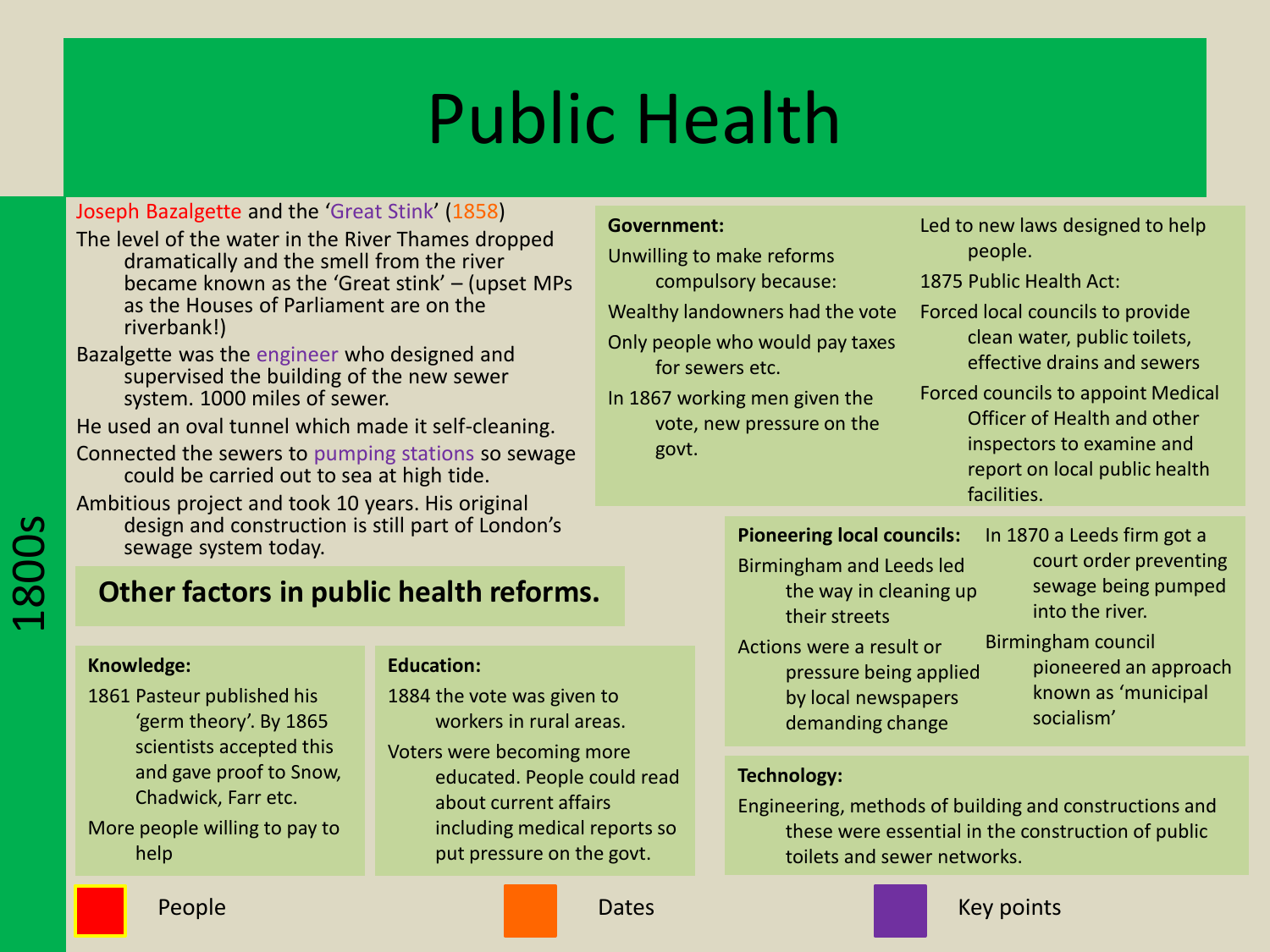# Public Health

1800s

## Joseph Bazalgette and the 'Great Stink' (1858)

The level of the water in the River Thames dropped dramatically and the smell from the river became known as the 'Great stink' – (upset MPs as the Houses of Parliament are on the riverbank!)

Bazalgette was the engineer who designed and supervised the building of the new sewer system. 1000 miles of sewer.

He used an oval tunnel which made it self-cleaning.

Connected the sewers to pumping stations so sewage could be carried out to sea at high tide.

Ambitious project and took 10 years. His original design and construction is still part of London's sewage system today.

## Other factors in public health reforms.

**Knowledge:**

1861 Pasteur published his 'germ theory'. By 1865 scientists accepted this and gave proof to Snow, Chadwick, Farr etc.

More people willing to pay to help

**Education:**

1884 the vote was given to workers in rural areas.

Voters were becoming more educated. People could read about current affairs including medical reports so put pressure on the govt.

**Government:**

Unwilling to make reforms compulsory because:

Wealthy landowners had the vote

Only people who would pay taxes for sewers etc.

In 1867 working men given the vote, new pressure on the govt.

Led to new laws designed to help people.

1875 Public Health Act:

Forced local councils to provide clean water, public toilets, effective drains and sewers

Forced councils to appoint Medical Officer of Health and other inspectors to examine and report on local public health facilities.

**Pioneering local councils:**

Birmingham and Leeds led the way in cleaning up their streets

Actions were a result or pressure being applied by local newspapers demanding change

In 1870 a Leeds firm got a court order preventing sewage being pumped into the river.

Birmingham council pioneered an approach known as 'municipal socialism'

**Technology:**

Engineering, methods of building and constructions and these were essential in the construction of public toilets and sewer networks.

People | Dates | Key points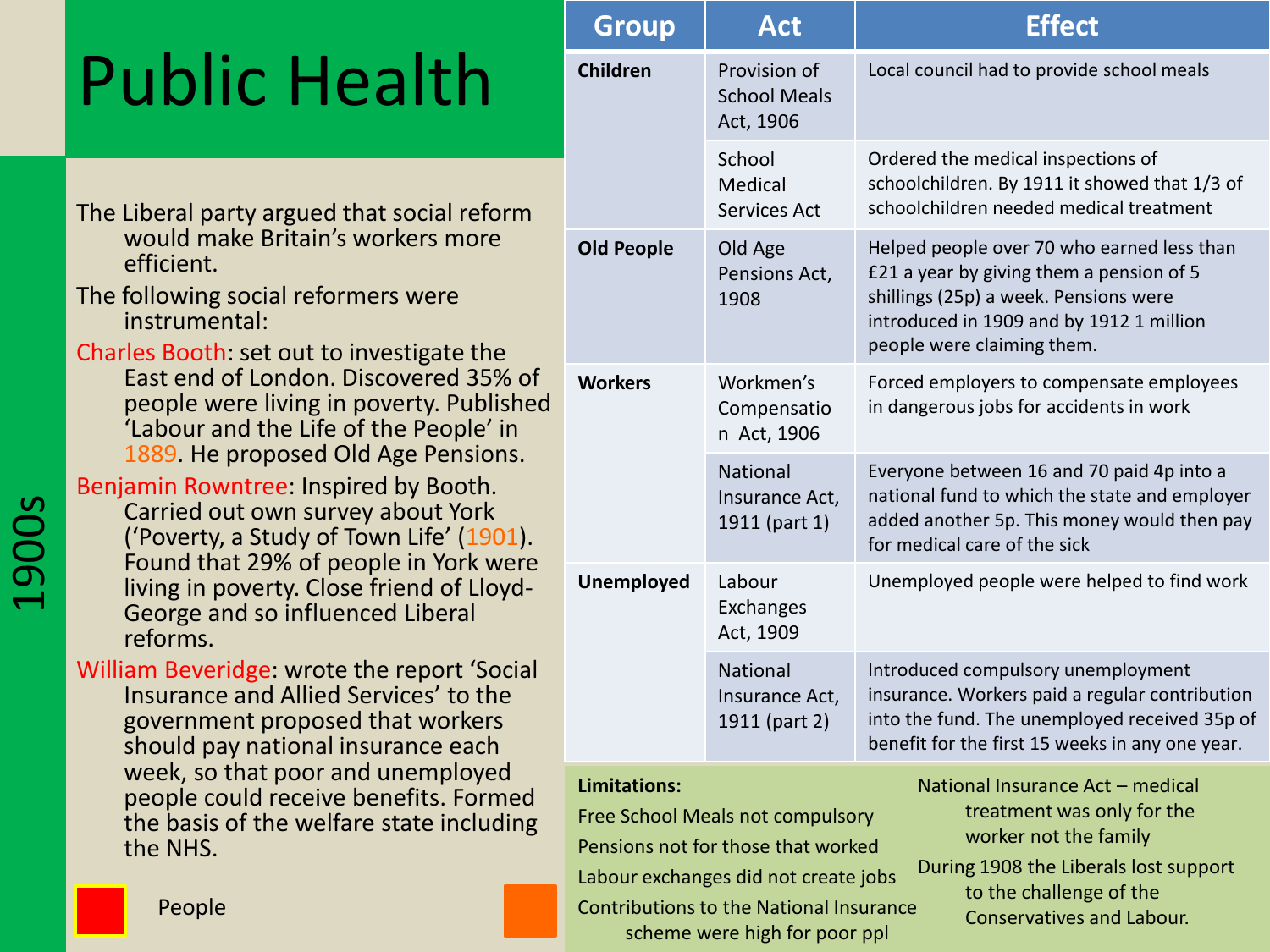# Public Health

1900s

The Liberal party argued that social reform would make Britain's workers more efficient.

The following social reformers were instrumental:

Charles Booth: set out to investigate the East end of London. Discovered 35% of people were living in poverty. Published 'Labour and the Life of the People' in 1889. He proposed Old Age Pensions.

Benjamin Rowntree: Inspired by Booth. Carried out own survey about York ('Poverty, a Study of Town Life' (1901). Found that 29% of people in York were living in poverty. Close friend of Lloyd-George and so influenced Liberal reforms.

William Beveridge: wrote the report 'Social Insurance and Allied Services' to the government proposed that workers should pay national insurance each week, so that poor and unemployed people could receive benefits. Formed the basis of the welfare state including the NHS.

People

| Group | Act | Effect |
|---|---|---|
| **Children** | Provision of School Meals Act, 1906 | Local council had to provide school meals |
| | School Medical Services Act | Ordered the medical inspections of schoolchildren. By 1911 it showed that 1/3 of schoolchildren needed medical treatment |
| **Old People** | Old Age Pensions Act, 1908 | Helped people over 70 who earned less than £21 a year by giving them a pension of 5 shillings (25p) a week. Pensions were introduced in 1909 and by 1912 1 million people were claiming them. |
| **Workers** | Workmen's Compensation Act, 1906 | Forced employers to compensate employees in dangerous jobs for accidents in work |
| | National Insurance Act, 1911 (part 1) | Everyone between 16 and 70 paid 4p into a national fund to which the state and employer added another 5p. This money would then pay for medical care of the sick |
| **Unemployed** | Labour Exchanges Act, 1909 | Unemployed people were helped to find work |
| | National Insurance Act, 1911 (part 2) | Introduced compulsory unemployment insurance. Workers paid a regular contribution into the fund. The unemployed received 35p of benefit for the first 15 weeks in any one year. |

**Limitations:**

- Free School Meals not compulsory
- Pensions not for those that worked
- Labour exchanges did not create jobs
- Contributions to the National Insurance scheme were high for poor ppl
- National Insurance Act – medical treatment was only for the worker not the family
- During 1908 the Liberals lost support to the challenge of the Conservatives and Labour.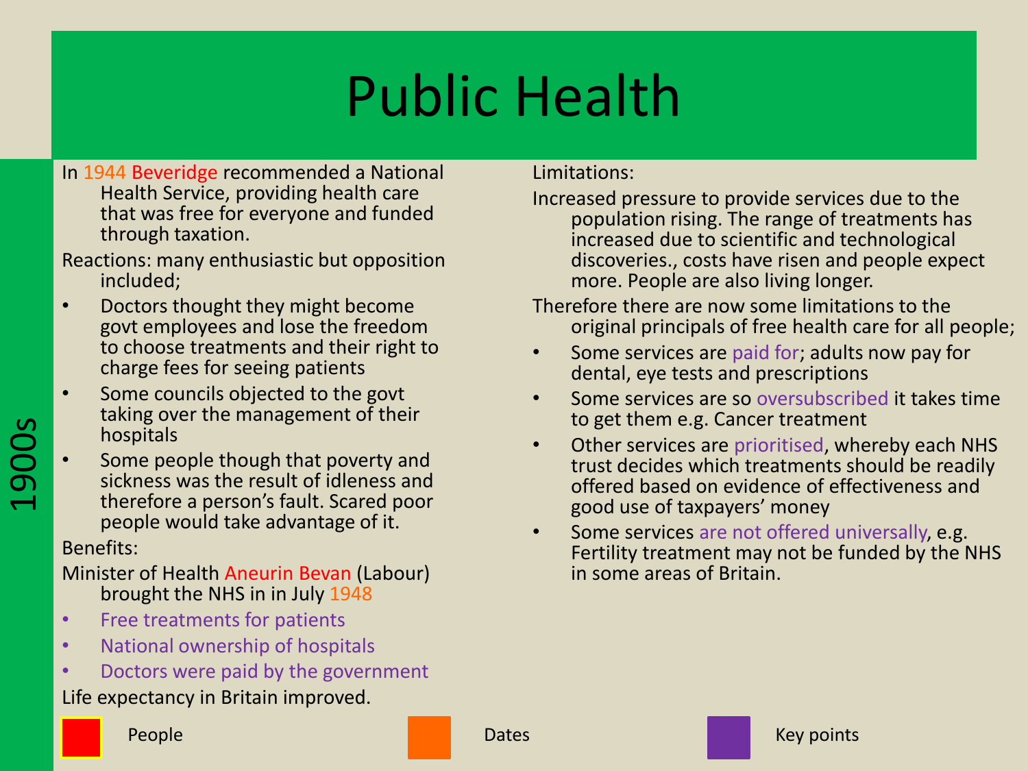# Public Health

1900s

In 1944 Beveridge recommended a National Health Service, providing health care that was free for everyone and funded through taxation.

Reactions: many enthusiastic but opposition included;

- Doctors thought they might become govt employees and lose the freedom to choose treatments and their right to charge fees for seeing patients
- Some councils objected to the govt taking over the management of their hospitals
- Some people though that poverty and sickness was the result of idleness and therefore a person's fault. Scared poor people would take advantage of it.

Benefits:

Minister of Health Aneurin Bevan (Labour) brought the NHS in in July 1948

- Free treatments for patients
- National ownership of hospitals
- Doctors were paid by the government

Life expectancy in Britain improved.

Limitations:

Increased pressure to provide services due to the population rising. The range of treatments has increased due to scientific and technological discoveries., costs have risen and people expect more. People are also living longer.

Therefore there are now some limitations to the original principals of free health care for all people;

- Some services are paid for; adults now pay for dental, eye tests and prescriptions
- Some services are so oversubscribed it takes time to get them e.g. Cancer treatment
- Other services are prioritised, whereby each NHS trust decides which treatments should be readily offered based on evidence of effectiveness and good use of taxpayers' money
- Some services are not offered universally, e.g. Fertility treatment may not be funded by the NHS in some areas of Britain.

People | Dates | Key points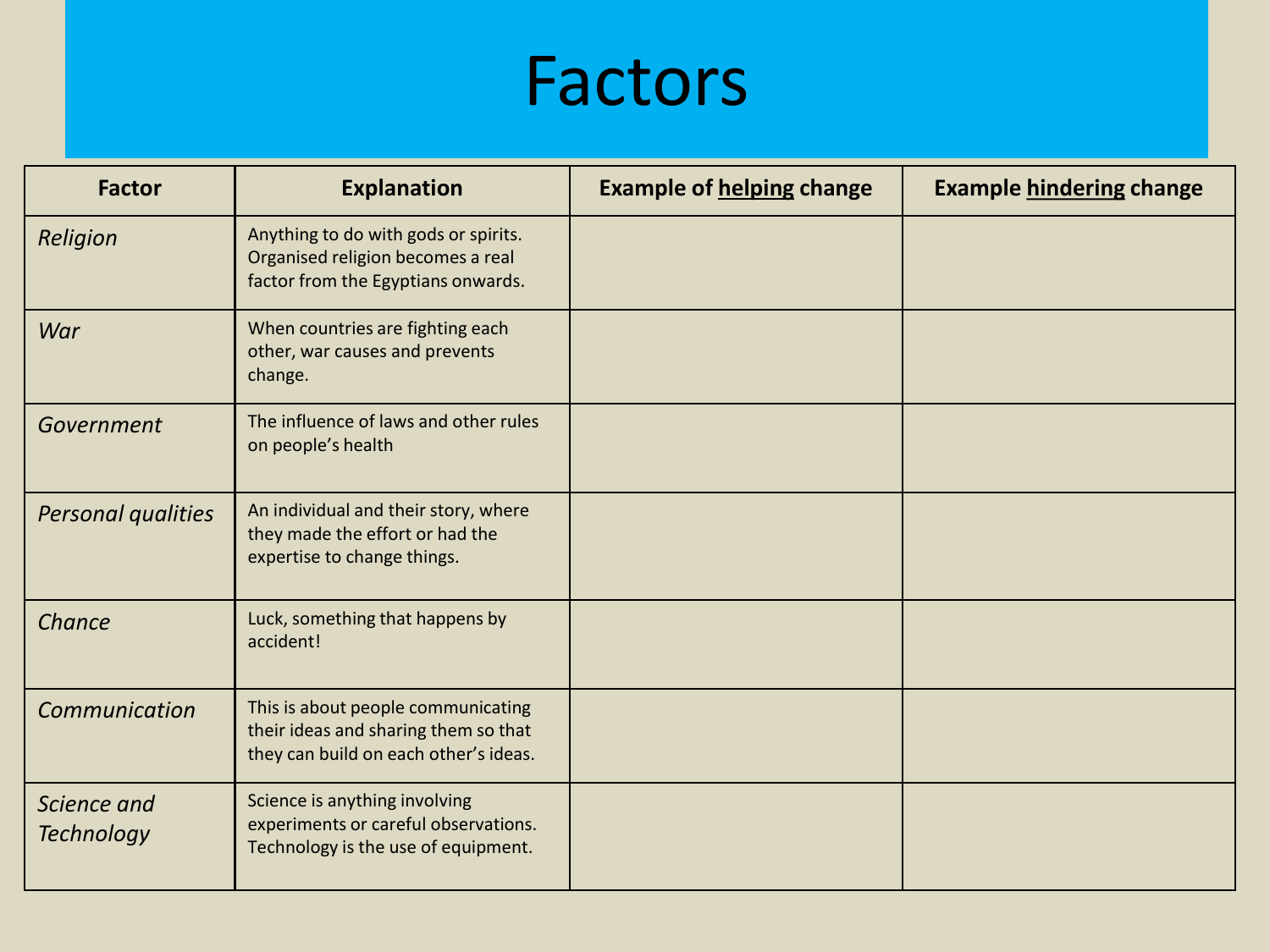# Factors

| Factor | Explanation | Example of <u>helping</u> change | Example <u>hindering</u> change |
|---|---|---|---|
| *Religion* | Anything to do with gods or spirits. Organised religion becomes a real factor from the Egyptians onwards. | | |
| *War* | When countries are fighting each other, war causes and prevents change. | | |
| *Government* | The influence of laws and other rules on people's health | | |
| *Personal qualities* | An individual and their story, where they made the effort or had the expertise to change things. | | |
| *Chance* | Luck, something that happens by accident! | | |
| *Communication* | This is about people communicating their ideas and sharing them so that they can build on each other's ideas. | | |
| *Science and Technology* | Science is anything involving experiments or careful observations. Technology is the use of equipment. | | |